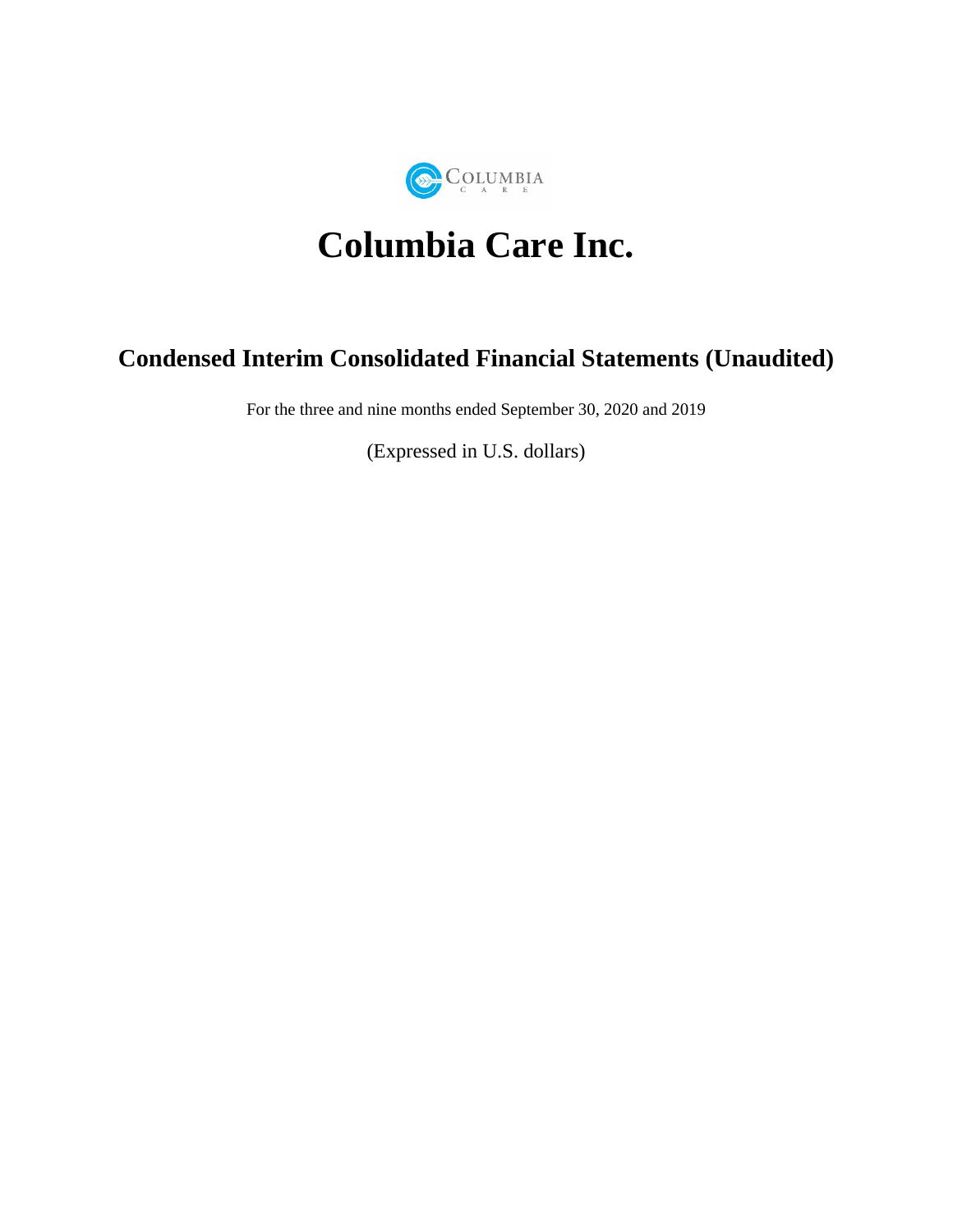# Columbia Care Inc.

## Condensed Interim Consolidated Financial Statements (Unaudited)

For the three and nine months ended September 30, 2020 and 2019

(Expressed in U.S. dollars)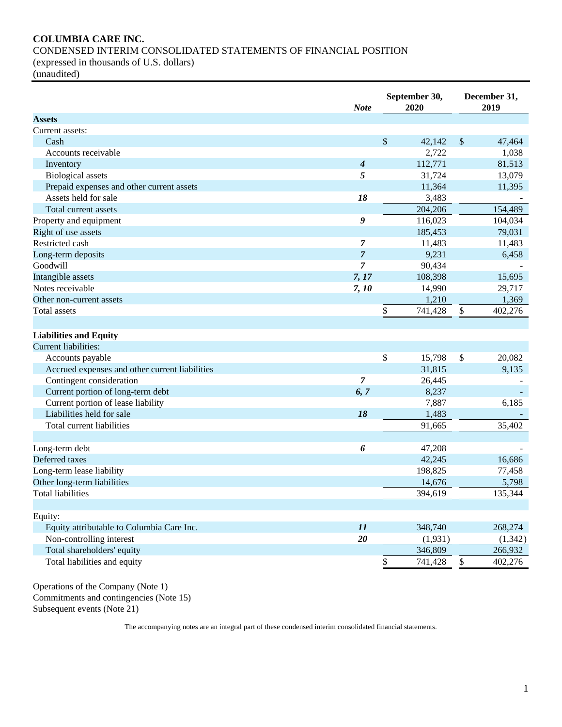**COLUMBIA CARE INC.**

CONDENSED INTERIM CONSOLIDATED STATEMENTS OF FINANCIAL POSITION

(expressed in thousands of U.S. dollars)

(unaudited)

| | *Note* | September 30, 2020 | December 31, 2019 |
|---|---|---|---|
| **Assets** | | | |
| Current assets: | | | |
| Cash | | $ 42,142 | $ 47,464 |
| Accounts receivable | | 2,722 | 1,038 |
| Inventory | *4* | 112,771 | 81,513 |
| Biological assets | *5* | 31,724 | 13,079 |
| Prepaid expenses and other current assets | | 11,364 | 11,395 |
| Assets held for sale | *18* | 3,483 | - |
| Total current assets | | 204,206 | 154,489 |
| Property and equipment | *9* | 116,023 | 104,034 |
| Right of use assets | | 185,453 | 79,031 |
| Restricted cash | *7* | 11,483 | 11,483 |
| Long-term deposits | *7* | 9,231 | 6,458 |
| Goodwill | *7* | 90,434 | - |
| Intangible assets | *7, 17* | 108,398 | 15,695 |
| Notes receivable | *7, 10* | 14,990 | 29,717 |
| Other non-current assets | | 1,210 | 1,369 |
| Total assets | | $ 741,428 | $ 402,276 |
| | | | |
| **Liabilities and Equity** | | | |
| Current liabilities: | | | |
| Accounts payable | | $ 15,798 | $ 20,082 |
| Accrued expenses and other current liabilities | | 31,815 | 9,135 |
| Contingent consideration | *7* | 26,445 | - |
| Current portion of long-term debt | *6, 7* | 8,237 | - |
| Current portion of lease liability | | 7,887 | 6,185 |
| Liabilities held for sale | *18* | 1,483 | - |
| Total current liabilities | | 91,665 | 35,402 |
| | | | |
| Long-term debt | *6* | 47,208 | - |
| Deferred taxes | | 42,245 | 16,686 |
| Long-term lease liability | | 198,825 | 77,458 |
| Other long-term liabilities | | 14,676 | 5,798 |
| Total liabilities | | 394,619 | 135,344 |
| | | | |
| Equity: | | | |
| Equity attributable to Columbia Care Inc. | *11* | 348,740 | 268,274 |
| Non-controlling interest | *20* | (1,931) | (1,342) |
| Total shareholders' equity | | 346,809 | 266,932 |
| Total liabilities and equity | | $ 741,428 | $ 402,276 |

Operations of the Company (Note 1)

Commitments and contingencies (Note 15)

Subsequent events (Note 21)

The accompanying notes are an integral part of these condensed interim consolidated financial statements.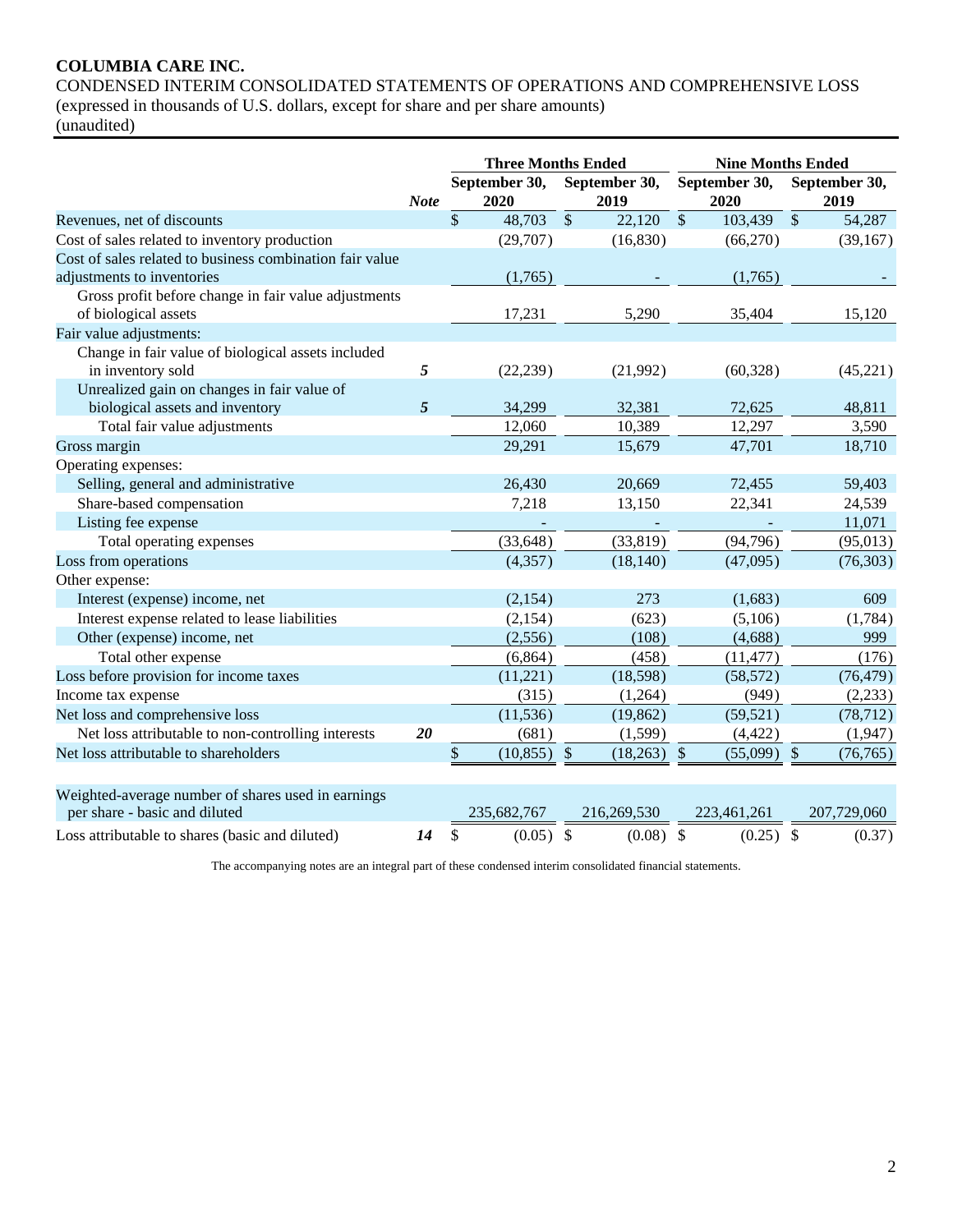**COLUMBIA CARE INC.**

CONDENSED INTERIM CONSOLIDATED STATEMENTS OF OPERATIONS AND COMPREHENSIVE LOSS
(expressed in thousands of U.S. dollars, except for share and per share amounts)
(unaudited)

| | | Three Months Ended | | Nine Months Ended | |
|---|---|---|---|---|---|
| | *Note* | **September 30, 2020** | **September 30, 2019** | **September 30, 2020** | **September 30, 2019** |
| Revenues, net of discounts | | $ 48,703 | $ 22,120 | $ 103,439 | $ 54,287 |
| Cost of sales related to inventory production | | (29,707) | (16,830) | (66,270) | (39,167) |
| Cost of sales related to business combination fair value adjustments to inventories | | (1,765) | - | (1,765) | - |
| Gross profit before change in fair value adjustments of biological assets | | 17,231 | 5,290 | 35,404 | 15,120 |
| Fair value adjustments: | | | | | |
| Change in fair value of biological assets included in inventory sold | ***5*** | (22,239) | (21,992) | (60,328) | (45,221) |
| Unrealized gain on changes in fair value of biological assets and inventory | ***5*** | 34,299 | 32,381 | 72,625 | 48,811 |
| Total fair value adjustments | | 12,060 | 10,389 | 12,297 | 3,590 |
| Gross margin | | 29,291 | 15,679 | 47,701 | 18,710 |
| Operating expenses: | | | | | |
| Selling, general and administrative | | 26,430 | 20,669 | 72,455 | 59,403 |
| Share-based compensation | | 7,218 | 13,150 | 22,341 | 24,539 |
| Listing fee expense | | - | - | - | 11,071 |
| Total operating expenses | | (33,648) | (33,819) | (94,796) | (95,013) |
| Loss from operations | | (4,357) | (18,140) | (47,095) | (76,303) |
| Other expense: | | | | | |
| Interest (expense) income, net | | (2,154) | 273 | (1,683) | 609 |
| Interest expense related to lease liabilities | | (2,154) | (623) | (5,106) | (1,784) |
| Other (expense) income, net | | (2,556) | (108) | (4,688) | 999 |
| Total other expense | | (6,864) | (458) | (11,477) | (176) |
| Loss before provision for income taxes | | (11,221) | (18,598) | (58,572) | (76,479) |
| Income tax expense | | (315) | (1,264) | (949) | (2,233) |
| Net loss and comprehensive loss | | (11,536) | (19,862) | (59,521) | (78,712) |
| Net loss attributable to non-controlling interests | ***20*** | (681) | (1,599) | (4,422) | (1,947) |
| Net loss attributable to shareholders | | $ (10,855) | $ (18,263) | $ (55,099) | $ (76,765) |
| | | | | | |
| Weighted-average number of shares used in earnings per share - basic and diluted | | 235,682,767 | 216,269,530 | 223,461,261 | 207,729,060 |
| Loss attributable to shares (basic and diluted) | ***14*** | $ (0.05) | $ (0.08) | $ (0.25) | $ (0.37) |

The accompanying notes are an integral part of these condensed interim consolidated financial statements.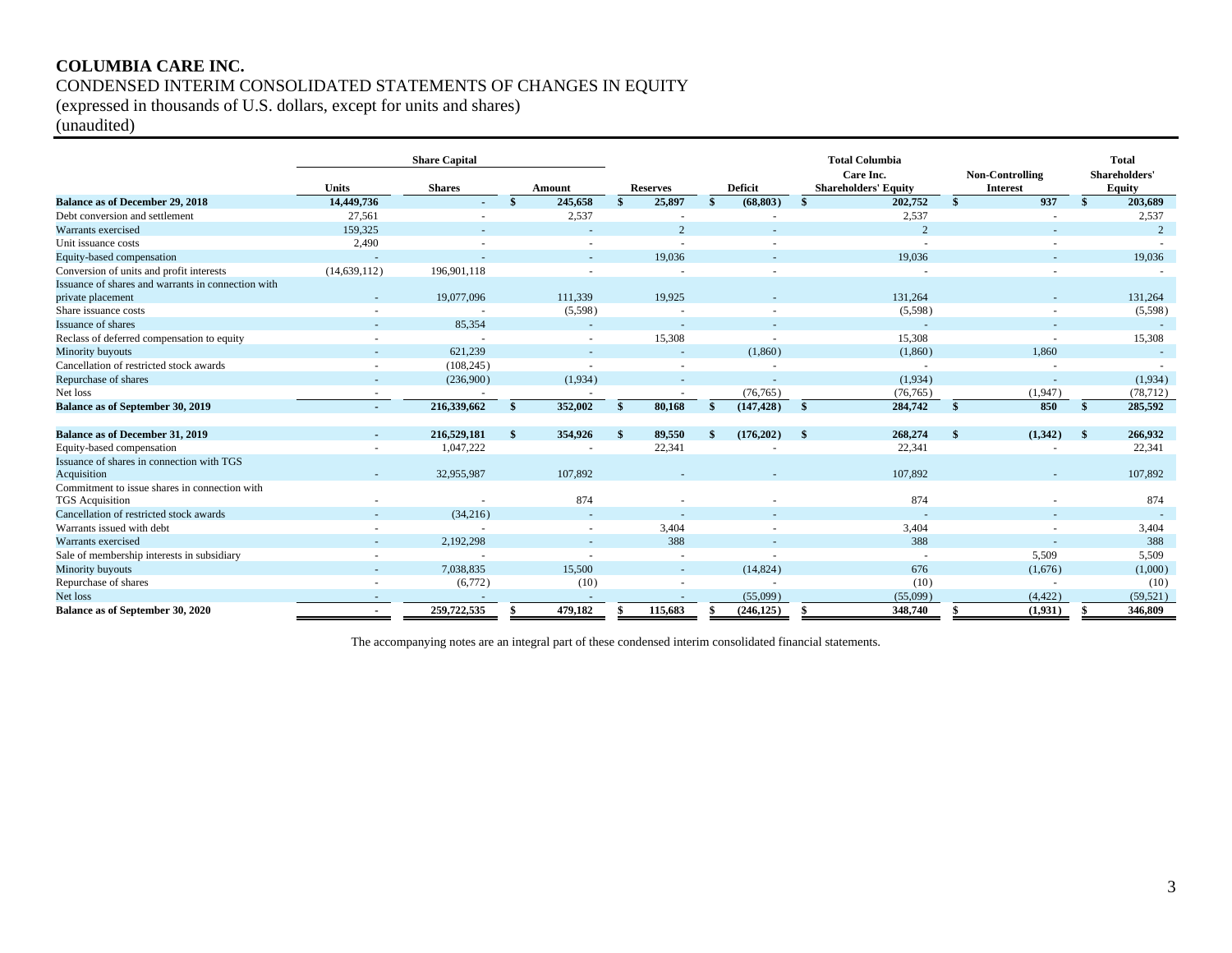# COLUMBIA CARE INC.

CONDENSED INTERIM CONSOLIDATED STATEMENTS OF CHANGES IN EQUITY

(expressed in thousands of U.S. dollars, except for units and shares)

(unaudited)

| | Share Capital | | | | | Total Columbia Care Inc. Shareholders' Equity | Non-Controlling Interest | Total Shareholders' Equity |
|---|---|---|---|---|---|---|---|---|
| | Units | Shares | Amount | Reserves | Deficit | | | |
| **Balance as of December 29, 2018** | **14,449,736** | **-** | **$ 245,658** | **$ 25,897** | **$ (68,803)** | **$ 202,752** | **$ 937** | **$ 203,689** |
| Debt conversion and settlement | 27,561 | - | 2,537 | - | - | 2,537 | - | 2,537 |
| Warrants exercised | 159,325 | - | - | 2 | - | 2 | - | 2 |
| Unit issuance costs | 2,490 | - | - | - | - | - | - | - |
| Equity-based compensation | - | - | - | 19,036 | - | 19,036 | - | 19,036 |
| Conversion of units and profit interests | (14,639,112) | 196,901,118 | - | - | - | - | - | - |
| Issuance of shares and warrants in connection with private placement | - | 19,077,096 | 111,339 | 19,925 | - | 131,264 | - | 131,264 |
| Share issuance costs | - | - | (5,598) | - | - | (5,598) | - | (5,598) |
| Issuance of shares | - | 85,354 | - | - | - | - | - | - |
| Reclass of deferred compensation to equity | - | - | - | 15,308 | - | 15,308 | - | 15,308 |
| Minority buyouts | - | 621,239 | - | - | (1,860) | (1,860) | 1,860 | - |
| Cancellation of restricted stock awards | - | (108,245) | - | - | - | - | - | - |
| Repurchase of shares | - | (236,900) | (1,934) | - | - | (1,934) | - | (1,934) |
| Net loss | - | - | - | - | (76,765) | (76,765) | (1,947) | (78,712) |
| **Balance as of September 30, 2019** | **-** | **216,339,662** | **$ 352,002** | **$ 80,168** | **$ (147,428)** | **$ 284,742** | **$ 850** | **$ 285,592** |
| | | | | | | | | |
| **Balance as of December 31, 2019** | **-** | **216,529,181** | **$ 354,926** | **$ 89,550** | **$ (176,202)** | **$ 268,274** | **$ (1,342)** | **$ 266,932** |
| Equity-based compensation | - | 1,047,222 | - | 22,341 | - | 22,341 | - | 22,341 |
| Issuance of shares in connection with TGS Acquisition | - | 32,955,987 | 107,892 | - | - | 107,892 | - | 107,892 |
| Commitment to issue shares in connection with TGS Acquisition | - | - | 874 | - | - | 874 | - | 874 |
| Cancellation of restricted stock awards | - | (34,216) | - | - | - | - | - | - |
| Warrants issued with debt | - | - | - | 3,404 | - | 3,404 | - | 3,404 |
| Warrants exercised | - | 2,192,298 | - | 388 | - | 388 | - | 388 |
| Sale of membership interests in subsidiary | - | - | - | - | - | - | 5,509 | 5,509 |
| Minority buyouts | - | 7,038,835 | 15,500 | - | (14,824) | 676 | (1,676) | (1,000) |
| Repurchase of shares | - | (6,772) | (10) | - | - | (10) | - | (10) |
| Net loss | - | - | - | - | (55,099) | (55,099) | (4,422) | (59,521) |
| **Balance as of September 30, 2020** | **-** | **259,722,535** | **$ 479,182** | **$ 115,683** | **$ (246,125)** | **$ 348,740** | **$ (1,931)** | **$ 346,809** |

The accompanying notes are an integral part of these condensed interim consolidated financial statements.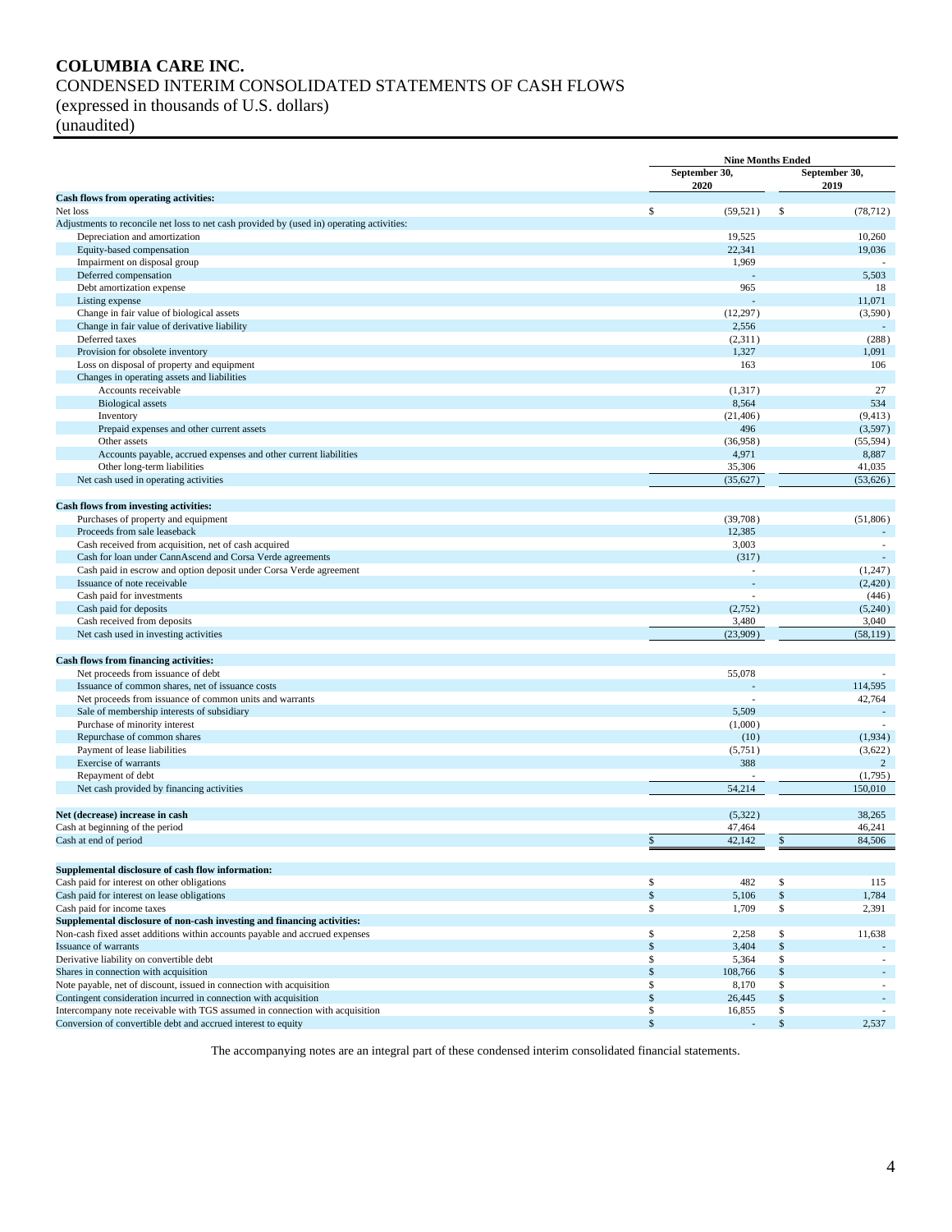# COLUMBIA CARE INC.

CONDENSED INTERIM CONSOLIDATED STATEMENTS OF CASH FLOWS
(expressed in thousands of U.S. dollars)
(unaudited)

| | Nine Months Ended | |
|---|---|---|
| | September 30, 2020 | September 30, 2019 |
| **Cash flows from operating activities:** | | |
| Net loss | $ (59,521) | $ (78,712) |
| Adjustments to reconcile net loss to net cash provided by (used in) operating activities: | | |
| Depreciation and amortization | 19,525 | 10,260 |
| Equity-based compensation | 22,341 | 19,036 |
| Impairment on disposal group | 1,969 | - |
| Deferred compensation | - | 5,503 |
| Debt amortization expense | 965 | 18 |
| Listing expense | - | 11,071 |
| Change in fair value of biological assets | (12,297) | (3,590) |
| Change in fair value of derivative liability | 2,556 | - |
| Deferred taxes | (2,311) | (288) |
| Provision for obsolete inventory | 1,327 | 1,091 |
| Loss on disposal of property and equipment | 163 | 106 |
| Changes in operating assets and liabilities | | |
| Accounts receivable | (1,317) | 27 |
| Biological assets | 8,564 | 534 |
| Inventory | (21,406) | (9,413) |
| Prepaid expenses and other current assets | 496 | (3,597) |
| Other assets | (36,958) | (55,594) |
| Accounts payable, accrued expenses and other current liabilities | 4,971 | 8,887 |
| Other long-term liabilities | 35,306 | 41,035 |
| Net cash used in operating activities | (35,627) | (53,626) |
| | | |
| **Cash flows from investing activities:** | | |
| Purchases of property and equipment | (39,708) | (51,806) |
| Proceeds from sale leaseback | 12,385 | - |
| Cash received from acquisition, net of cash acquired | 3,003 | - |
| Cash for loan under CannAscend and Corsa Verde agreements | (317) | - |
| Cash paid in escrow and option deposit under Corsa Verde agreement | - | (1,247) |
| Issuance of note receivable | - | (2,420) |
| Cash paid for investments | - | (446) |
| Cash paid for deposits | (2,752) | (5,240) |
| Cash received from deposits | 3,480 | 3,040 |
| Net cash used in investing activities | (23,909) | (58,119) |
| | | |
| **Cash flows from financing activities:** | | |
| Net proceeds from issuance of debt | 55,078 | - |
| Issuance of common shares, net of issuance costs | - | 114,595 |
| Net proceeds from issuance of common units and warrants | - | 42,764 |
| Sale of membership interests of subsidiary | 5,509 | - |
| Purchase of minority interest | (1,000) | - |
| Repurchase of common shares | (10) | (1,934) |
| Payment of lease liabilities | (5,751) | (3,622) |
| Exercise of warrants | 388 | 2 |
| Repayment of debt | - | (1,795) |
| Net cash provided by financing activities | 54,214 | 150,010 |
| | | |
| **Net (decrease) increase in cash** | (5,322) | 38,265 |
| Cash at beginning of the period | 47,464 | 46,241 |
| Cash at end of period | $ 42,142 | $ 84,506 |
| | | |
| **Supplemental disclosure of cash flow information:** | | |
| Cash paid for interest on other obligations | $ 482 | $ 115 |
| Cash paid for interest on lease obligations | $ 5,106 | $ 1,784 |
| Cash paid for income taxes | $ 1,709 | $ 2,391 |
| **Supplemental disclosure of non-cash investing and financing activities:** | | |
| Non-cash fixed asset additions within accounts payable and accrued expenses | $ 2,258 | $ 11,638 |
| Issuance of warrants | $ 3,404 | $ - |
| Derivative liability on convertible debt | $ 5,364 | $ - |
| Shares in connection with acquisition | $ 108,766 | $ - |
| Note payable, net of discount, issued in connection with acquisition | $ 8,170 | $ - |
| Contingent consideration incurred in connection with acquisition | $ 26,445 | $ - |
| Intercompany note receivable with TGS assumed in connection with acquisition | $ 16,855 | $ - |
| Conversion of convertible debt and accrued interest to equity | $ - | $ 2,537 |

The accompanying notes are an integral part of these condensed interim consolidated financial statements.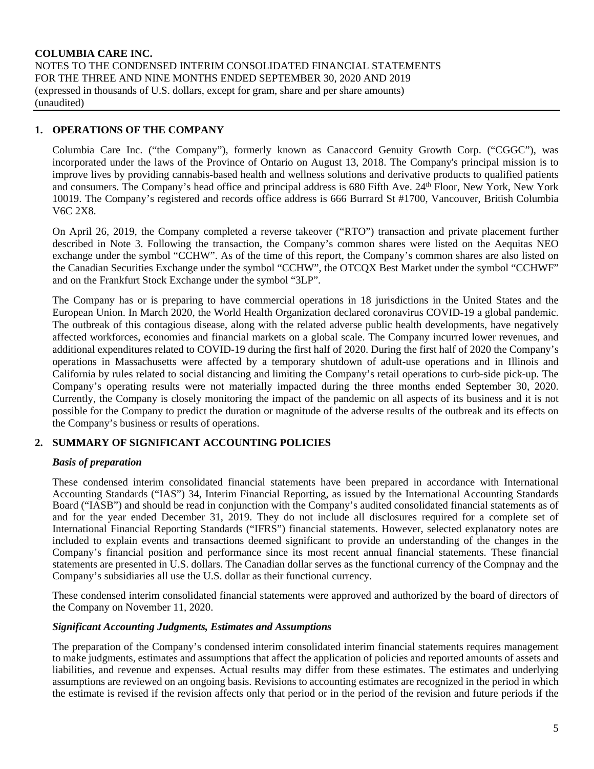## 1. OPERATIONS OF THE COMPANY

Columbia Care Inc. ("the Company"), formerly known as Canaccord Genuity Growth Corp. ("CGGC"), was incorporated under the laws of the Province of Ontario on August 13, 2018. The Company's principal mission is to improve lives by providing cannabis-based health and wellness solutions and derivative products to qualified patients and consumers. The Company's head office and principal address is 680 Fifth Ave. 24th Floor, New York, New York 10019. The Company's registered and records office address is 666 Burrard St #1700, Vancouver, British Columbia V6C 2X8.

On April 26, 2019, the Company completed a reverse takeover ("RTO") transaction and private placement further described in Note 3. Following the transaction, the Company's common shares were listed on the Aequitas NEO exchange under the symbol "CCHW". As of the time of this report, the Company's common shares are also listed on the Canadian Securities Exchange under the symbol "CCHW", the OTCQX Best Market under the symbol "CCHWF" and on the Frankfurt Stock Exchange under the symbol "3LP".

The Company has or is preparing to have commercial operations in 18 jurisdictions in the United States and the European Union. In March 2020, the World Health Organization declared coronavirus COVID-19 a global pandemic. The outbreak of this contagious disease, along with the related adverse public health developments, have negatively affected workforces, economies and financial markets on a global scale. The Company incurred lower revenues, and additional expenditures related to COVID-19 during the first half of 2020. During the first half of 2020 the Company's operations in Massachusetts were affected by a temporary shutdown of adult-use operations and in Illinois and California by rules related to social distancing and limiting the Company's retail operations to curb-side pick-up. The Company's operating results were not materially impacted during the three months ended September 30, 2020. Currently, the Company is closely monitoring the impact of the pandemic on all aspects of its business and it is not possible for the Company to predict the duration or magnitude of the adverse results of the outbreak and its effects on the Company's business or results of operations.

## 2. SUMMARY OF SIGNIFICANT ACCOUNTING POLICIES

### *Basis of preparation*

These condensed interim consolidated financial statements have been prepared in accordance with International Accounting Standards ("IAS") 34, Interim Financial Reporting, as issued by the International Accounting Standards Board ("IASB") and should be read in conjunction with the Company's audited consolidated financial statements as of and for the year ended December 31, 2019. They do not include all disclosures required for a complete set of International Financial Reporting Standards ("IFRS") financial statements. However, selected explanatory notes are included to explain events and transactions deemed significant to provide an understanding of the changes in the Company's financial position and performance since its most recent annual financial statements. These financial statements are presented in U.S. dollars. The Canadian dollar serves as the functional currency of the Compnay and the Company's subsidiaries all use the U.S. dollar as their functional currency.

These condensed interim consolidated financial statements were approved and authorized by the board of directors of the Company on November 11, 2020.

### *Significant Accounting Judgments, Estimates and Assumptions*

The preparation of the Company's condensed interim consolidated interim financial statements requires management to make judgments, estimates and assumptions that affect the application of policies and reported amounts of assets and liabilities, and revenue and expenses. Actual results may differ from these estimates. The estimates and underlying assumptions are reviewed on an ongoing basis. Revisions to accounting estimates are recognized in the period in which the estimate is revised if the revision affects only that period or in the period of the revision and future periods if the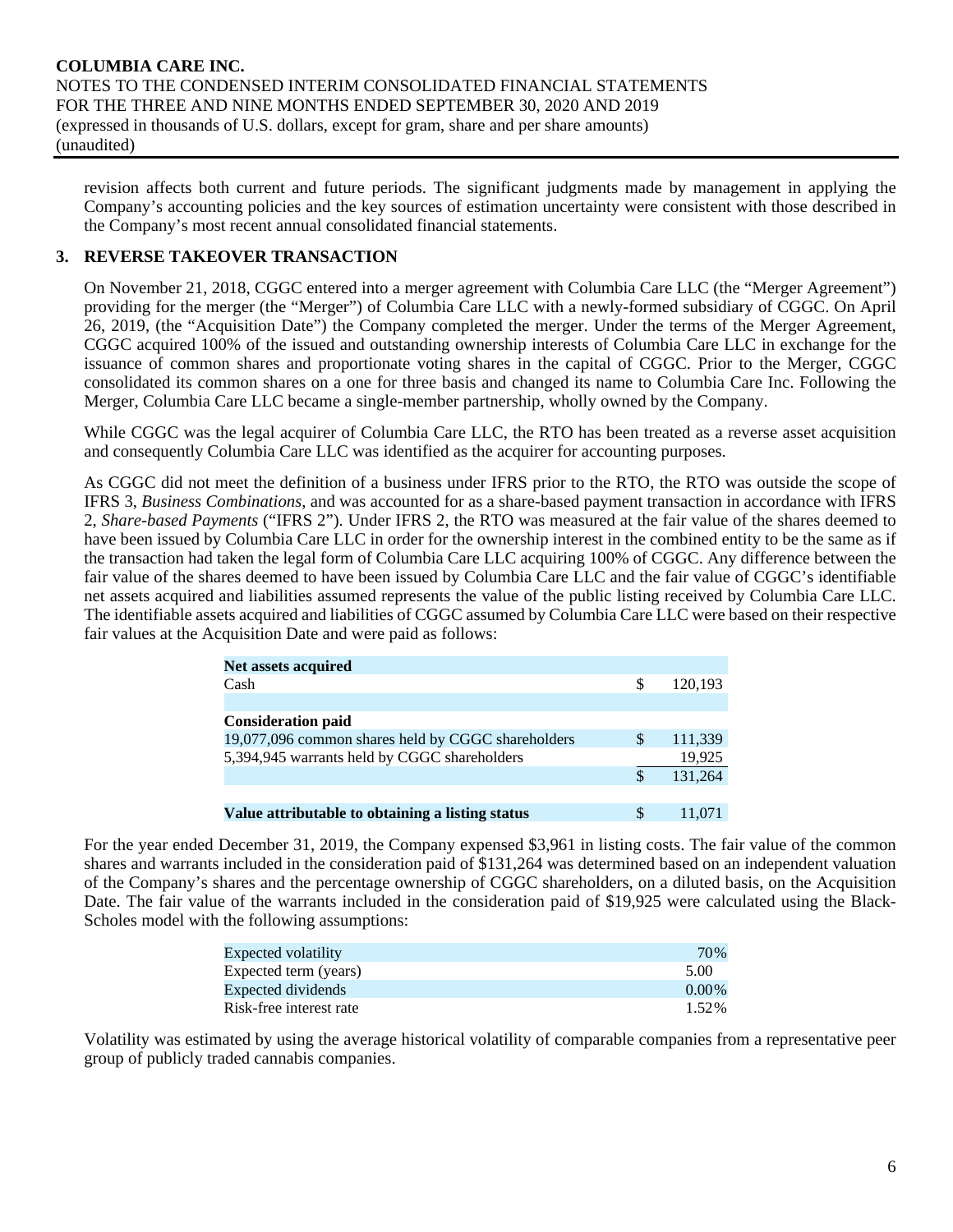revision affects both current and future periods. The significant judgments made by management in applying the Company's accounting policies and the key sources of estimation uncertainty were consistent with those described in the Company's most recent annual consolidated financial statements.

## 3. REVERSE TAKEOVER TRANSACTION

On November 21, 2018, CGGC entered into a merger agreement with Columbia Care LLC (the "Merger Agreement") providing for the merger (the "Merger") of Columbia Care LLC with a newly-formed subsidiary of CGGC. On April 26, 2019, (the "Acquisition Date") the Company completed the merger. Under the terms of the Merger Agreement, CGGC acquired 100% of the issued and outstanding ownership interests of Columbia Care LLC in exchange for the issuance of common shares and proportionate voting shares in the capital of CGGC. Prior to the Merger, CGGC consolidated its common shares on a one for three basis and changed its name to Columbia Care Inc. Following the Merger, Columbia Care LLC became a single-member partnership, wholly owned by the Company.

While CGGC was the legal acquirer of Columbia Care LLC, the RTO has been treated as a reverse asset acquisition and consequently Columbia Care LLC was identified as the acquirer for accounting purposes.

As CGGC did not meet the definition of a business under IFRS prior to the RTO, the RTO was outside the scope of IFRS 3, *Business Combinations*, and was accounted for as a share-based payment transaction in accordance with IFRS 2, *Share-based Payments* ("IFRS 2"). Under IFRS 2, the RTO was measured at the fair value of the shares deemed to have been issued by Columbia Care LLC in order for the ownership interest in the combined entity to be the same as if the transaction had taken the legal form of Columbia Care LLC acquiring 100% of CGGC. Any difference between the fair value of the shares deemed to have been issued by Columbia Care LLC and the fair value of CGGC's identifiable net assets acquired and liabilities assumed represents the value of the public listing received by Columbia Care LLC. The identifiable assets acquired and liabilities of CGGC assumed by Columbia Care LLC were based on their respective fair values at the Acquisition Date and were paid as follows:

| | | |
|---|---|---|
| **Net assets acquired** | | |
| Cash | $ | 120,193 |
| | | |
| **Consideration paid** | | |
| 19,077,096 common shares held by CGGC shareholders | $ | 111,339 |
| 5,394,945 warrants held by CGGC shareholders | | 19,925 |
| | $ | 131,264 |
| | | |
| **Value attributable to obtaining a listing status** | $ | 11,071 |

For the year ended December 31, 2019, the Company expensed $3,961 in listing costs. The fair value of the common shares and warrants included in the consideration paid of $131,264 was determined based on an independent valuation of the Company's shares and the percentage ownership of CGGC shareholders, on a diluted basis, on the Acquisition Date. The fair value of the warrants included in the consideration paid of $19,925 were calculated using the Black-Scholes model with the following assumptions:

| | |
|---|---|
| Expected volatility | 70% |
| Expected term (years) | 5.00 |
| Expected dividends | 0.00% |
| Risk-free interest rate | 1.52% |

Volatility was estimated by using the average historical volatility of comparable companies from a representative peer group of publicly traded cannabis companies.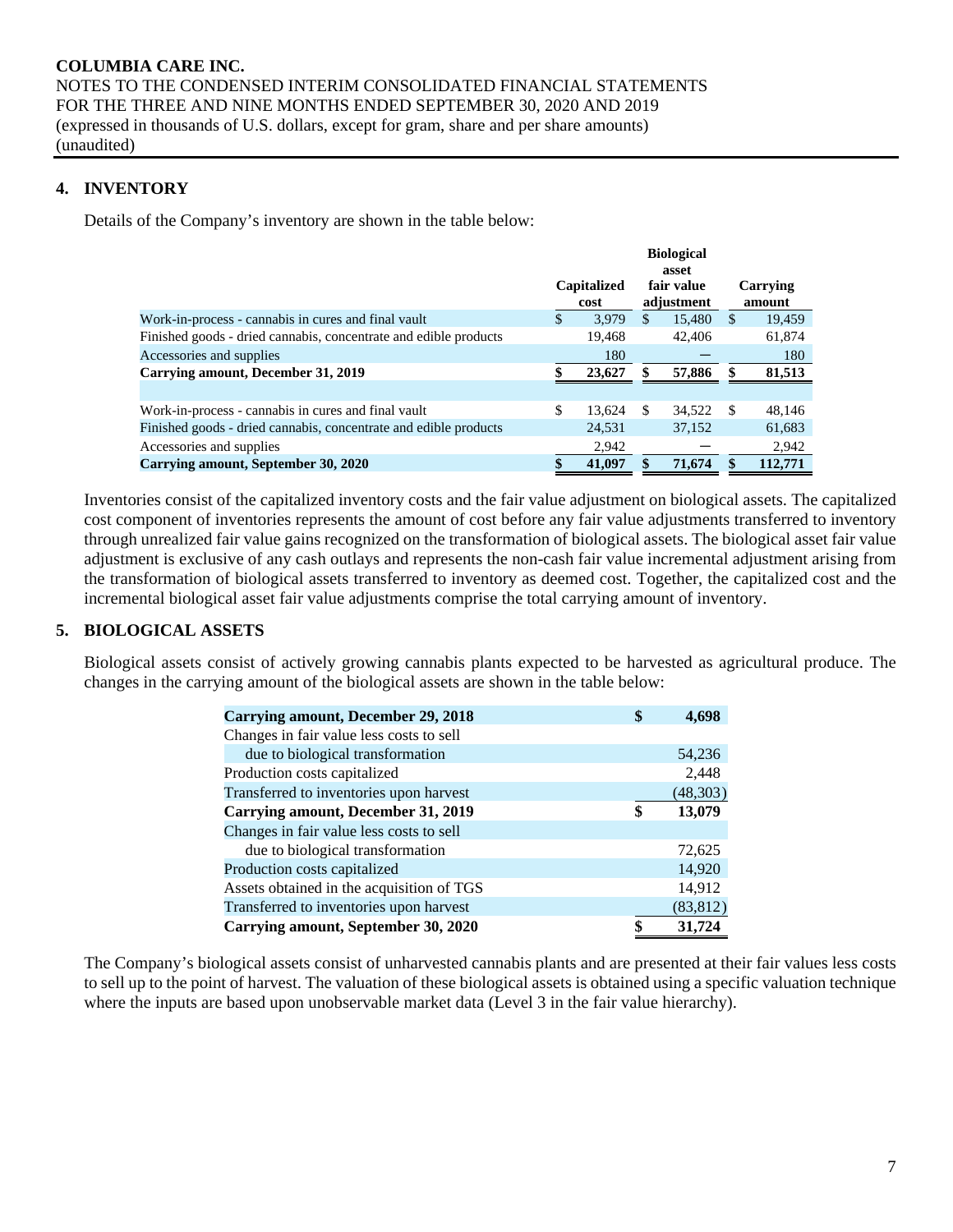## 4. INVENTORY

Details of the Company's inventory are shown in the table below:

| | Capitalized cost | Biological asset fair value adjustment | Carrying amount |
|---|---|---|---|
| Work-in-process - cannabis in cures and final vault | $ 3,979 | $ 15,480 | $ 19,459 |
| Finished goods - dried cannabis, concentrate and edible products | 19,468 | 42,406 | 61,874 |
| Accessories and supplies | 180 | — | 180 |
| **Carrying amount, December 31, 2019** | **$ 23,627** | **$ 57,886** | **$ 81,513** |
| | | | |
| Work-in-process - cannabis in cures and final vault | $ 13,624 | $ 34,522 | $ 48,146 |
| Finished goods - dried cannabis, concentrate and edible products | 24,531 | 37,152 | 61,683 |
| Accessories and supplies | 2,942 | — | 2,942 |
| **Carrying amount, September 30, 2020** | **$ 41,097** | **$ 71,674** | **$ 112,771** |

Inventories consist of the capitalized inventory costs and the fair value adjustment on biological assets. The capitalized cost component of inventories represents the amount of cost before any fair value adjustments transferred to inventory through unrealized fair value gains recognized on the transformation of biological assets. The biological asset fair value adjustment is exclusive of any cash outlays and represents the non-cash fair value incremental adjustment arising from the transformation of biological assets transferred to inventory as deemed cost. Together, the capitalized cost and the incremental biological asset fair value adjustments comprise the total carrying amount of inventory.

## 5. BIOLOGICAL ASSETS

Biological assets consist of actively growing cannabis plants expected to be harvested as agricultural produce. The changes in the carrying amount of the biological assets are shown in the table below:

| | |
|---|---|
| **Carrying amount, December 29, 2018** | **$ 4,698** |
| Changes in fair value less costs to sell due to biological transformation | 54,236 |
| Production costs capitalized | 2,448 |
| Transferred to inventories upon harvest | (48,303) |
| **Carrying amount, December 31, 2019** | **$ 13,079** |
| Changes in fair value less costs to sell due to biological transformation | 72,625 |
| Production costs capitalized | 14,920 |
| Assets obtained in the acquisition of TGS | 14,912 |
| Transferred to inventories upon harvest | (83,812) |
| **Carrying amount, September 30, 2020** | **$ 31,724** |

The Company's biological assets consist of unharvested cannabis plants and are presented at their fair values less costs to sell up to the point of harvest. The valuation of these biological assets is obtained using a specific valuation technique where the inputs are based upon unobservable market data (Level 3 in the fair value hierarchy).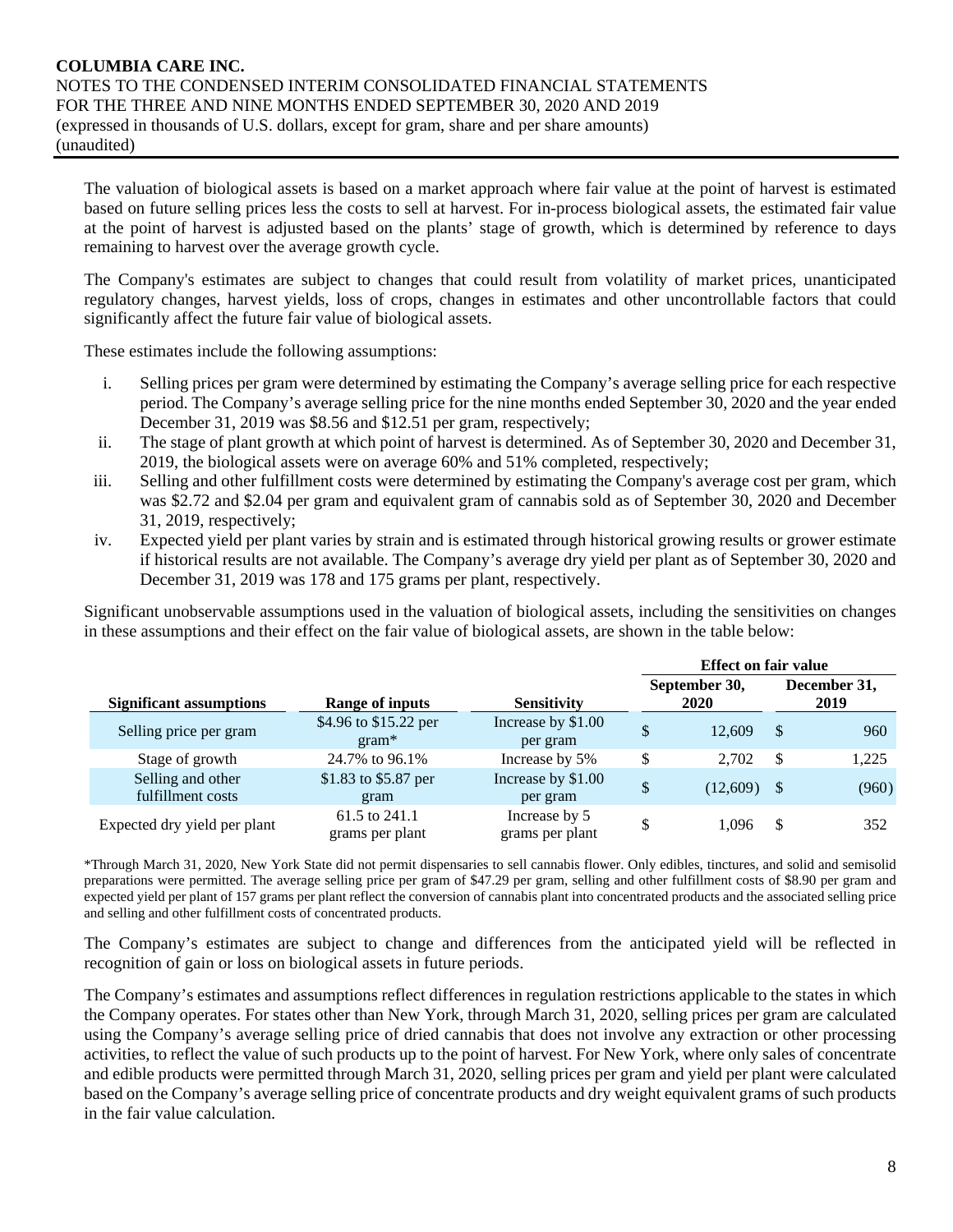The valuation of biological assets is based on a market approach where fair value at the point of harvest is estimated based on future selling prices less the costs to sell at harvest. For in-process biological assets, the estimated fair value at the point of harvest is adjusted based on the plants' stage of growth, which is determined by reference to days remaining to harvest over the average growth cycle.

The Company's estimates are subject to changes that could result from volatility of market prices, unanticipated regulatory changes, harvest yields, loss of crops, changes in estimates and other uncontrollable factors that could significantly affect the future fair value of biological assets.

These estimates include the following assumptions:

i. Selling prices per gram were determined by estimating the Company's average selling price for each respective period. The Company's average selling price for the nine months ended September 30, 2020 and the year ended December 31, 2019 was \$8.56 and \$12.51 per gram, respectively;

ii. The stage of plant growth at which point of harvest is determined. As of September 30, 2020 and December 31, 2019, the biological assets were on average 60% and 51% completed, respectively;

iii. Selling and other fulfillment costs were determined by estimating the Company's average cost per gram, which was \$2.72 and \$2.04 per gram and equivalent gram of cannabis sold as of September 30, 2020 and December 31, 2019, respectively;

iv. Expected yield per plant varies by strain and is estimated through historical growing results or grower estimate if historical results are not available. The Company's average dry yield per plant as of September 30, 2020 and December 31, 2019 was 178 and 175 grams per plant, respectively.

Significant unobservable assumptions used in the valuation of biological assets, including the sensitivities on changes in these assumptions and their effect on the fair value of biological assets, are shown in the table below:

| | | | Effect on fair value | |
|---|---|---|---|---|
| Significant assumptions | Range of inputs | Sensitivity | September 30, 2020 | December 31, 2019 |
| Selling price per gram | \$4.96 to \$15.22 per gram* | Increase by \$1.00 per gram | \$ 12,609 | \$ 960 |
| Stage of growth | 24.7% to 96.1% | Increase by 5% | \$ 2,702 | \$ 1,225 |
| Selling and other fulfillment costs | \$1.83 to \$5.87 per gram | Increase by \$1.00 per gram | \$ (12,609) | \$ (960) |
| Expected dry yield per plant | 61.5 to 241.1 grams per plant | Increase by 5 grams per plant | \$ 1,096 | \$ 352 |

*Through March 31, 2020, New York State did not permit dispensaries to sell cannabis flower. Only edibles, tinctures, and solid and semisolid preparations were permitted. The average selling price per gram of \$47.29 per gram, selling and other fulfillment costs of \$8.90 per gram and expected yield per plant of 157 grams per plant reflect the conversion of cannabis plant into concentrated products and the associated selling price and selling and other fulfillment costs of concentrated products.

The Company's estimates are subject to change and differences from the anticipated yield will be reflected in recognition of gain or loss on biological assets in future periods.

The Company's estimates and assumptions reflect differences in regulation restrictions applicable to the states in which the Company operates. For states other than New York, through March 31, 2020, selling prices per gram are calculated using the Company's average selling price of dried cannabis that does not involve any extraction or other processing activities, to reflect the value of such products up to the point of harvest. For New York, where only sales of concentrate and edible products were permitted through March 31, 2020, selling prices per gram and yield per plant were calculated based on the Company's average selling price of concentrate products and dry weight equivalent grams of such products in the fair value calculation.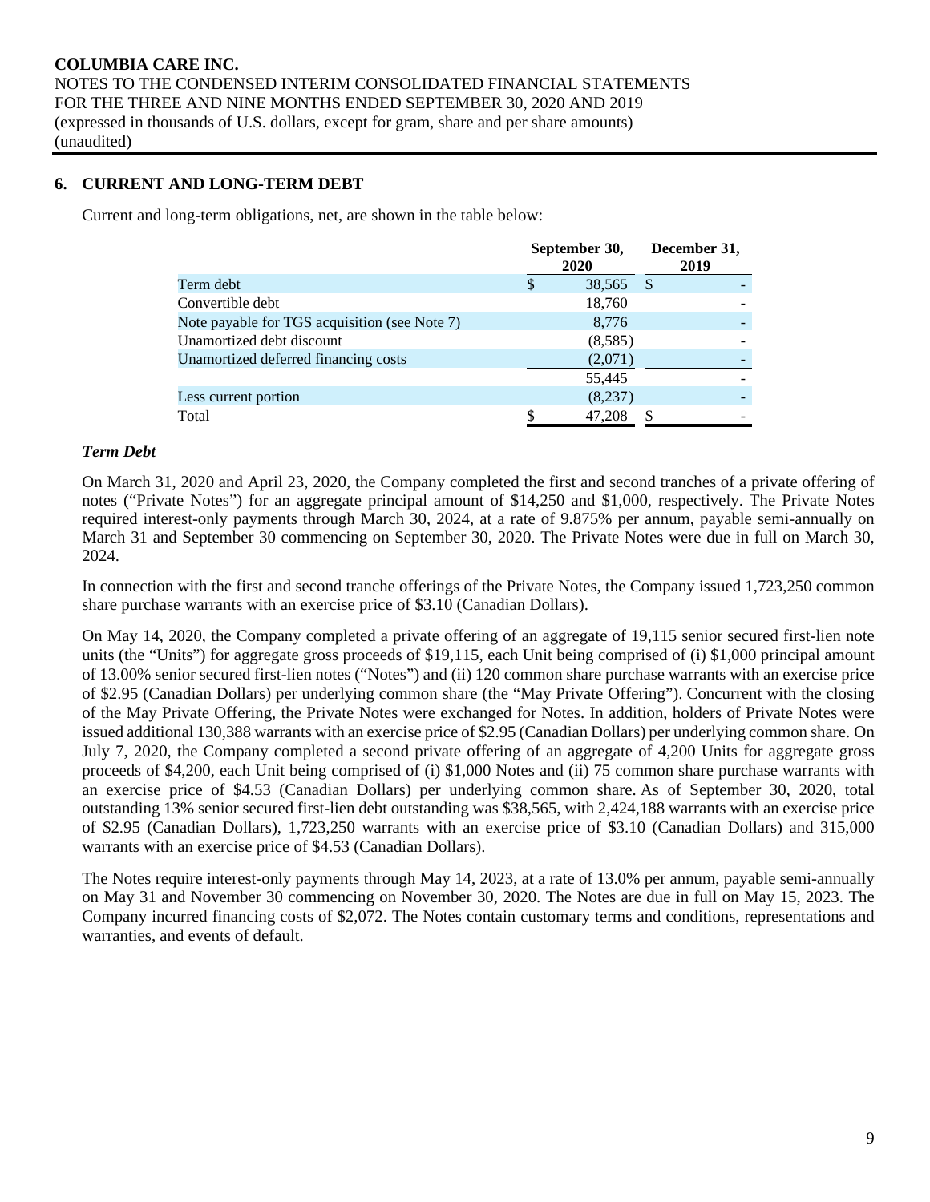## 6. CURRENT AND LONG-TERM DEBT

Current and long-term obligations, net, are shown in the table below:

| | September 30, 2020 | December 31, 2019 |
|---|---|---|
| Term debt | $ 38,565 | $ - |
| Convertible debt | 18,760 | - |
| Note payable for TGS acquisition (see Note 7) | 8,776 | - |
| Unamortized debt discount | (8,585) | - |
| Unamortized deferred financing costs | (2,071) | - |
| | 55,445 | - |
| Less current portion | (8,237) | - |
| Total | $ 47,208 | $ - |

### *Term Debt*

On March 31, 2020 and April 23, 2020, the Company completed the first and second tranches of a private offering of notes ("Private Notes") for an aggregate principal amount of $14,250 and $1,000, respectively. The Private Notes required interest-only payments through March 30, 2024, at a rate of 9.875% per annum, payable semi-annually on March 31 and September 30 commencing on September 30, 2020. The Private Notes were due in full on March 30, 2024.

In connection with the first and second tranche offerings of the Private Notes, the Company issued 1,723,250 common share purchase warrants with an exercise price of $3.10 (Canadian Dollars).

On May 14, 2020, the Company completed a private offering of an aggregate of 19,115 senior secured first-lien note units (the "Units") for aggregate gross proceeds of $19,115, each Unit being comprised of (i) $1,000 principal amount of 13.00% senior secured first-lien notes ("Notes") and (ii) 120 common share purchase warrants with an exercise price of $2.95 (Canadian Dollars) per underlying common share (the "May Private Offering"). Concurrent with the closing of the May Private Offering, the Private Notes were exchanged for Notes. In addition, holders of Private Notes were issued additional 130,388 warrants with an exercise price of $2.95 (Canadian Dollars) per underlying common share. On July 7, 2020, the Company completed a second private offering of an aggregate of 4,200 Units for aggregate gross proceeds of $4,200, each Unit being comprised of (i) $1,000 Notes and (ii) 75 common share purchase warrants with an exercise price of $4.53 (Canadian Dollars) per underlying common share. As of September 30, 2020, total outstanding 13% senior secured first-lien debt outstanding was $38,565, with 2,424,188 warrants with an exercise price of $2.95 (Canadian Dollars), 1,723,250 warrants with an exercise price of $3.10 (Canadian Dollars) and 315,000 warrants with an exercise price of $4.53 (Canadian Dollars).

The Notes require interest-only payments through May 14, 2023, at a rate of 13.0% per annum, payable semi-annually on May 31 and November 30 commencing on November 30, 2020. The Notes are due in full on May 15, 2023. The Company incurred financing costs of $2,072. The Notes contain customary terms and conditions, representations and warranties, and events of default.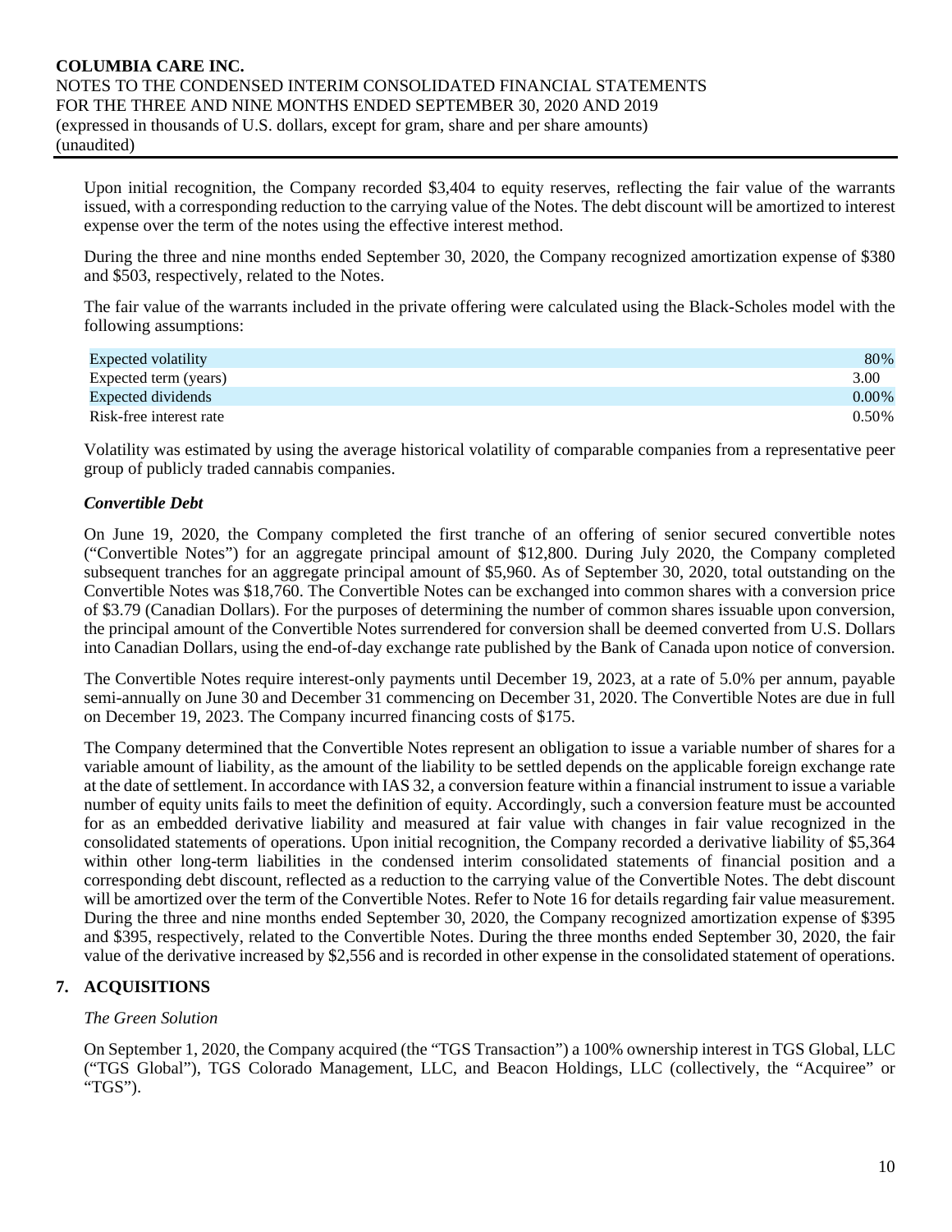Upon initial recognition, the Company recorded $3,404 to equity reserves, reflecting the fair value of the warrants issued, with a corresponding reduction to the carrying value of the Notes. The debt discount will be amortized to interest expense over the term of the notes using the effective interest method.

During the three and nine months ended September 30, 2020, the Company recognized amortization expense of $380 and $503, respectively, related to the Notes.

The fair value of the warrants included in the private offering were calculated using the Black-Scholes model with the following assumptions:

| | |
|---|---|
| Expected volatility | 80% |
| Expected term (years) | 3.00 |
| Expected dividends | 0.00% |
| Risk-free interest rate | 0.50% |

Volatility was estimated by using the average historical volatility of comparable companies from a representative peer group of publicly traded cannabis companies.

***Convertible Debt***

On June 19, 2020, the Company completed the first tranche of an offering of senior secured convertible notes ("Convertible Notes") for an aggregate principal amount of $12,800. During July 2020, the Company completed subsequent tranches for an aggregate principal amount of $5,960. As of September 30, 2020, total outstanding on the Convertible Notes was $18,760. The Convertible Notes can be exchanged into common shares with a conversion price of $3.79 (Canadian Dollars). For the purposes of determining the number of common shares issuable upon conversion, the principal amount of the Convertible Notes surrendered for conversion shall be deemed converted from U.S. Dollars into Canadian Dollars, using the end-of-day exchange rate published by the Bank of Canada upon notice of conversion.

The Convertible Notes require interest-only payments until December 19, 2023, at a rate of 5.0% per annum, payable semi-annually on June 30 and December 31 commencing on December 31, 2020. The Convertible Notes are due in full on December 19, 2023. The Company incurred financing costs of $175.

The Company determined that the Convertible Notes represent an obligation to issue a variable number of shares for a variable amount of liability, as the amount of the liability to be settled depends on the applicable foreign exchange rate at the date of settlement. In accordance with IAS 32, a conversion feature within a financial instrument to issue a variable number of equity units fails to meet the definition of equity. Accordingly, such a conversion feature must be accounted for as an embedded derivative liability and measured at fair value with changes in fair value recognized in the consolidated statements of operations. Upon initial recognition, the Company recorded a derivative liability of $5,364 within other long-term liabilities in the condensed interim consolidated statements of financial position and a corresponding debt discount, reflected as a reduction to the carrying value of the Convertible Notes. The debt discount will be amortized over the term of the Convertible Notes. Refer to Note 16 for details regarding fair value measurement. During the three and nine months ended September 30, 2020, the Company recognized amortization expense of $395 and $395, respectively, related to the Convertible Notes. During the three months ended September 30, 2020, the fair value of the derivative increased by $2,556 and is recorded in other expense in the consolidated statement of operations.

## 7. ACQUISITIONS

*The Green Solution*

On September 1, 2020, the Company acquired (the "TGS Transaction") a 100% ownership interest in TGS Global, LLC ("TGS Global"), TGS Colorado Management, LLC, and Beacon Holdings, LLC (collectively, the "Acquiree" or "TGS").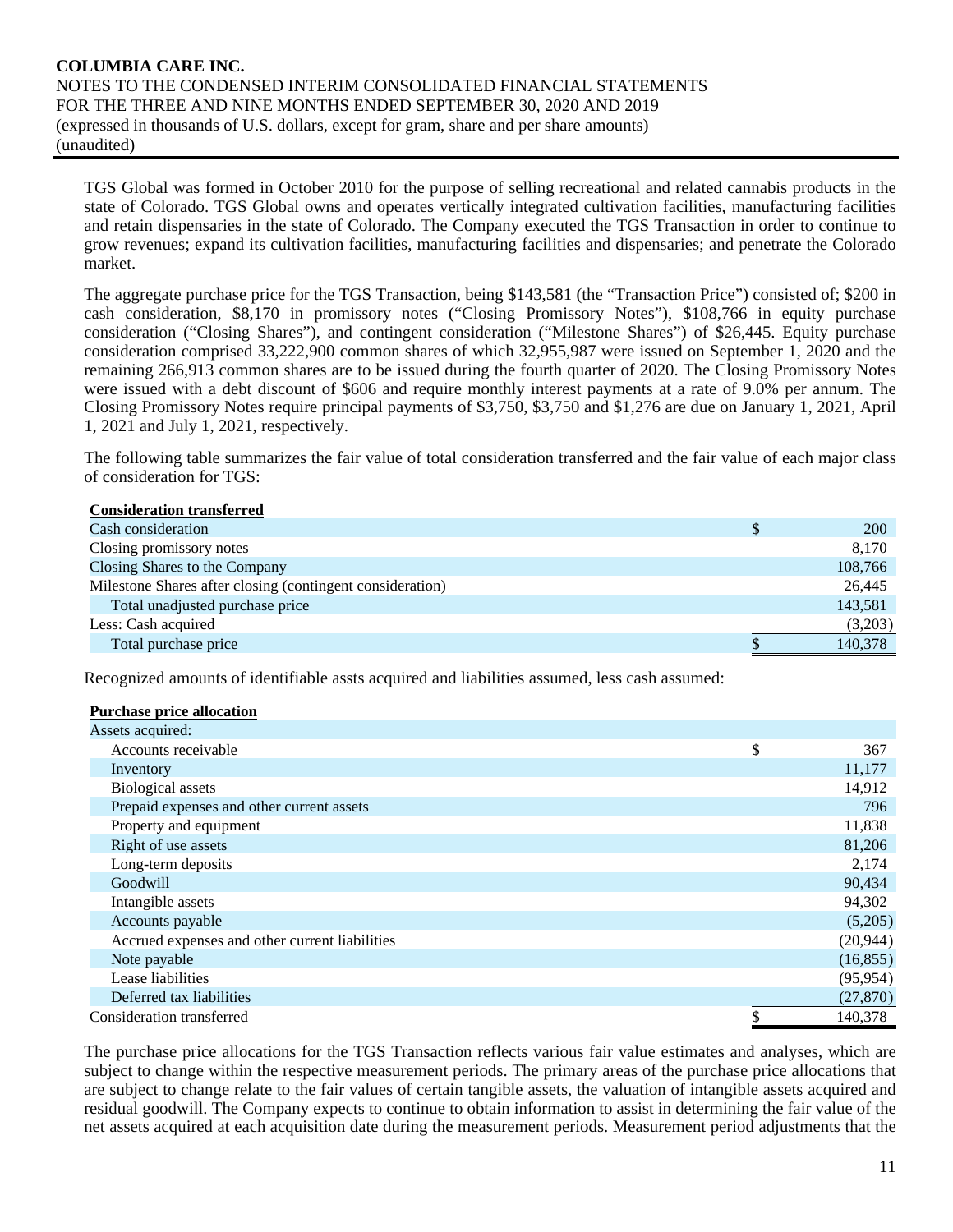TGS Global was formed in October 2010 for the purpose of selling recreational and related cannabis products in the state of Colorado. TGS Global owns and operates vertically integrated cultivation facilities, manufacturing facilities and retain dispensaries in the state of Colorado. The Company executed the TGS Transaction in order to continue to grow revenues; expand its cultivation facilities, manufacturing facilities and dispensaries; and penetrate the Colorado market.

The aggregate purchase price for the TGS Transaction, being $143,581 (the "Transaction Price") consisted of; $200 in cash consideration, $8,170 in promissory notes ("Closing Promissory Notes"), $108,766 in equity purchase consideration ("Closing Shares"), and contingent consideration ("Milestone Shares") of $26,445. Equity purchase consideration comprised 33,222,900 common shares of which 32,955,987 were issued on September 1, 2020 and the remaining 266,913 common shares are to be issued during the fourth quarter of 2020. The Closing Promissory Notes were issued with a debt discount of $606 and require monthly interest payments at a rate of 9.0% per annum. The Closing Promissory Notes require principal payments of $3,750, $3,750 and $1,276 are due on January 1, 2021, April 1, 2021 and July 1, 2021, respectively.

The following table summarizes the fair value of total consideration transferred and the fair value of each major class of consideration for TGS:

| **Consideration transferred** | |
|---|---|
| Cash consideration | $ 200 |
| Closing promissory notes | 8,170 |
| Closing Shares to the Company | 108,766 |
| Milestone Shares after closing (contingent consideration) | 26,445 |
| Total unadjusted purchase price | 143,581 |
| Less: Cash acquired | (3,203) |
| Total purchase price | $ 140,378 |

Recognized amounts of identifiable assts acquired and liabilities assumed, less cash assumed:

| **Purchase price allocation** | |
|---|---|
| Assets acquired: | |
| Accounts receivable | $ 367 |
| Inventory | 11,177 |
| Biological assets | 14,912 |
| Prepaid expenses and other current assets | 796 |
| Property and equipment | 11,838 |
| Right of use assets | 81,206 |
| Long-term deposits | 2,174 |
| Goodwill | 90,434 |
| Intangible assets | 94,302 |
| Accounts payable | (5,205) |
| Accrued expenses and other current liabilities | (20,944) |
| Note payable | (16,855) |
| Lease liabilities | (95,954) |
| Deferred tax liabilities | (27,870) |
| Consideration transferred | $ 140,378 |

The purchase price allocations for the TGS Transaction reflects various fair value estimates and analyses, which are subject to change within the respective measurement periods. The primary areas of the purchase price allocations that are subject to change relate to the fair values of certain tangible assets, the valuation of intangible assets acquired and residual goodwill. The Company expects to continue to obtain information to assist in determining the fair value of the net assets acquired at each acquisition date during the measurement periods. Measurement period adjustments that the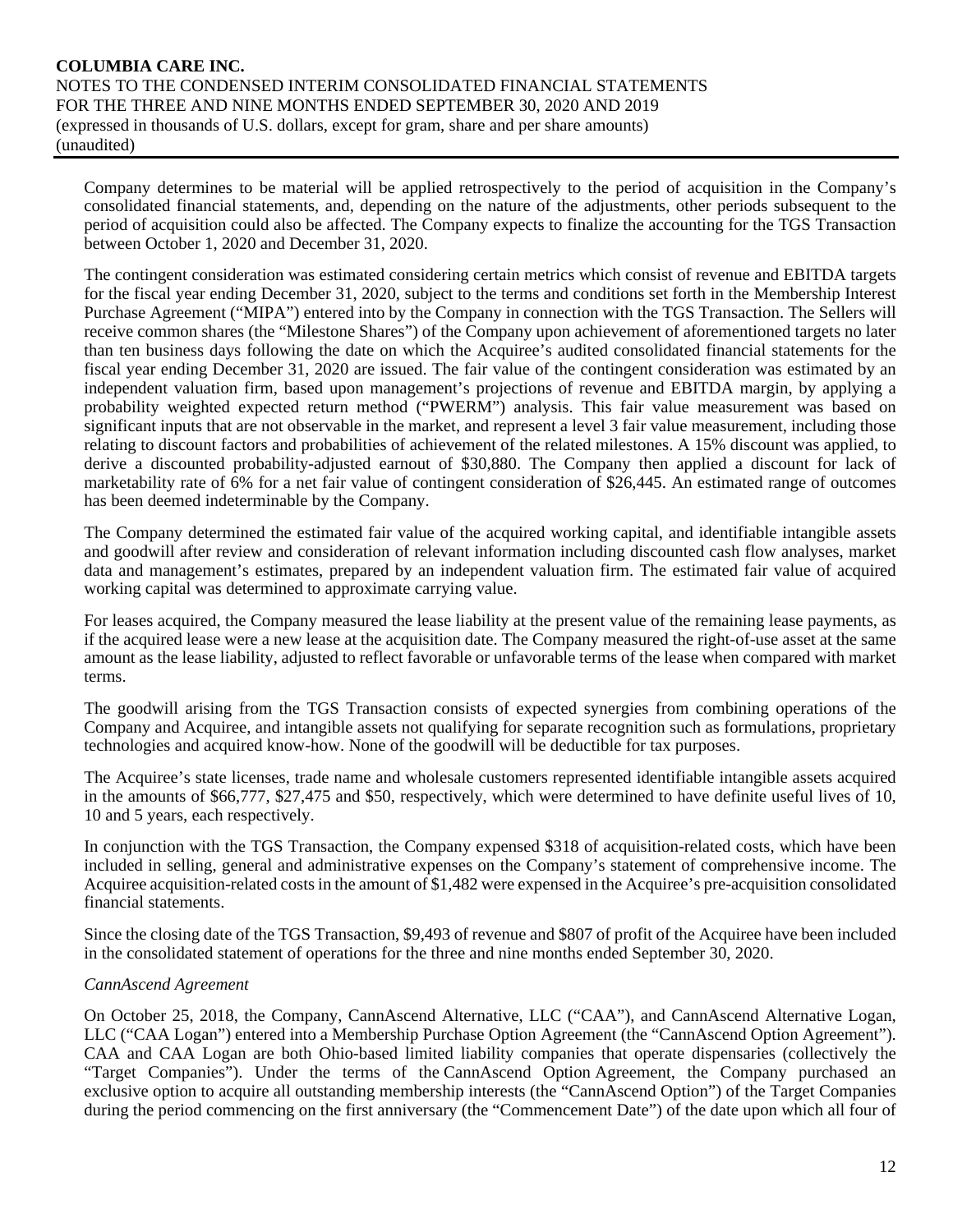Company determines to be material will be applied retrospectively to the period of acquisition in the Company's consolidated financial statements, and, depending on the nature of the adjustments, other periods subsequent to the period of acquisition could also be affected. The Company expects to finalize the accounting for the TGS Transaction between October 1, 2020 and December 31, 2020.

The contingent consideration was estimated considering certain metrics which consist of revenue and EBITDA targets for the fiscal year ending December 31, 2020, subject to the terms and conditions set forth in the Membership Interest Purchase Agreement ("MIPA") entered into by the Company in connection with the TGS Transaction. The Sellers will receive common shares (the "Milestone Shares") of the Company upon achievement of aforementioned targets no later than ten business days following the date on which the Acquiree's audited consolidated financial statements for the fiscal year ending December 31, 2020 are issued. The fair value of the contingent consideration was estimated by an independent valuation firm, based upon management's projections of revenue and EBITDA margin, by applying a probability weighted expected return method ("PWERM") analysis. This fair value measurement was based on significant inputs that are not observable in the market, and represent a level 3 fair value measurement, including those relating to discount factors and probabilities of achievement of the related milestones. A 15% discount was applied, to derive a discounted probability-adjusted earnout of $30,880. The Company then applied a discount for lack of marketability rate of 6% for a net fair value of contingent consideration of $26,445. An estimated range of outcomes has been deemed indeterminable by the Company.

The Company determined the estimated fair value of the acquired working capital, and identifiable intangible assets and goodwill after review and consideration of relevant information including discounted cash flow analyses, market data and management's estimates, prepared by an independent valuation firm. The estimated fair value of acquired working capital was determined to approximate carrying value.

For leases acquired, the Company measured the lease liability at the present value of the remaining lease payments, as if the acquired lease were a new lease at the acquisition date. The Company measured the right-of-use asset at the same amount as the lease liability, adjusted to reflect favorable or unfavorable terms of the lease when compared with market terms.

The goodwill arising from the TGS Transaction consists of expected synergies from combining operations of the Company and Acquiree, and intangible assets not qualifying for separate recognition such as formulations, proprietary technologies and acquired know-how. None of the goodwill will be deductible for tax purposes.

The Acquiree's state licenses, trade name and wholesale customers represented identifiable intangible assets acquired in the amounts of $66,777, $27,475 and $50, respectively, which were determined to have definite useful lives of 10, 10 and 5 years, each respectively.

In conjunction with the TGS Transaction, the Company expensed $318 of acquisition-related costs, which have been included in selling, general and administrative expenses on the Company's statement of comprehensive income. The Acquiree acquisition-related costs in the amount of $1,482 were expensed in the Acquiree's pre-acquisition consolidated financial statements.

Since the closing date of the TGS Transaction, $9,493 of revenue and $807 of profit of the Acquiree have been included in the consolidated statement of operations for the three and nine months ended September 30, 2020.

*CannAscend Agreement*

On October 25, 2018, the Company, CannAscend Alternative, LLC ("CAA"), and CannAscend Alternative Logan, LLC ("CAA Logan") entered into a Membership Purchase Option Agreement (the "CannAscend Option Agreement"). CAA and CAA Logan are both Ohio-based limited liability companies that operate dispensaries (collectively the "Target Companies"). Under the terms of the CannAscend Option Agreement, the Company purchased an exclusive option to acquire all outstanding membership interests (the "CannAscend Option") of the Target Companies during the period commencing on the first anniversary (the "Commencement Date") of the date upon which all four of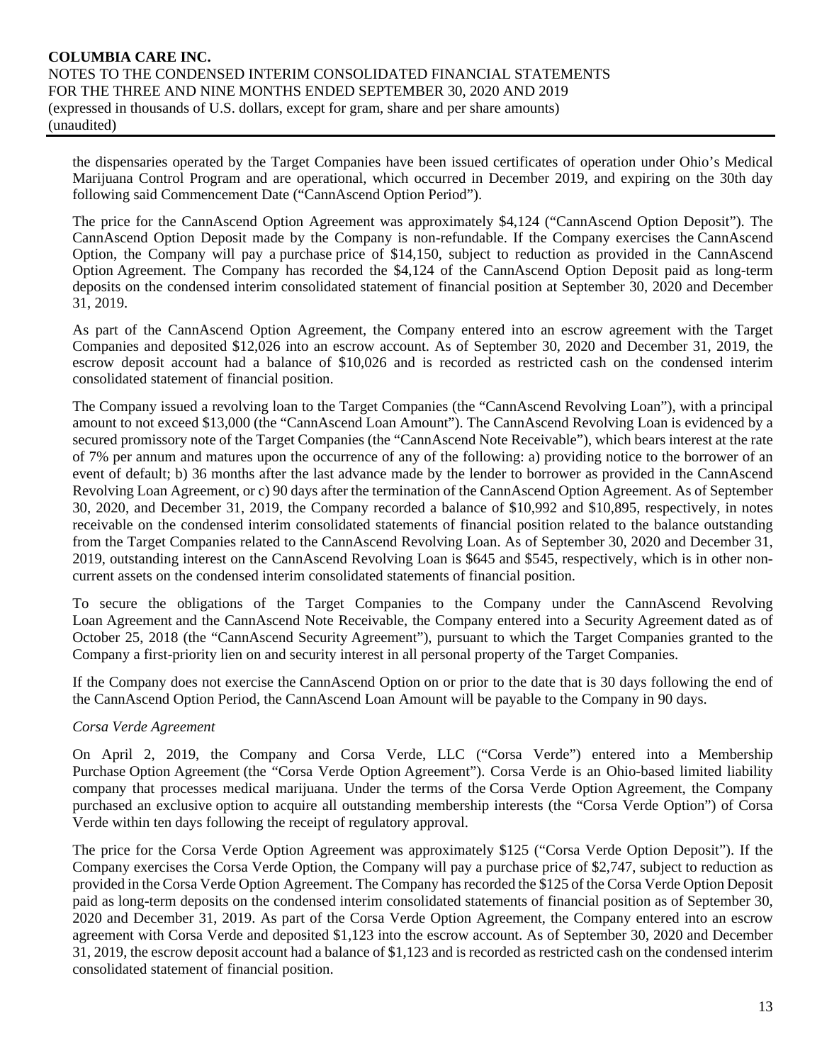the dispensaries operated by the Target Companies have been issued certificates of operation under Ohio's Medical Marijuana Control Program and are operational, which occurred in December 2019, and expiring on the 30th day following said Commencement Date ("CannAscend Option Period").

The price for the CannAscend Option Agreement was approximately $4,124 ("CannAscend Option Deposit"). The CannAscend Option Deposit made by the Company is non-refundable. If the Company exercises the CannAscend Option, the Company will pay a purchase price of $14,150, subject to reduction as provided in the CannAscend Option Agreement. The Company has recorded the $4,124 of the CannAscend Option Deposit paid as long-term deposits on the condensed interim consolidated statement of financial position at September 30, 2020 and December 31, 2019.

As part of the CannAscend Option Agreement, the Company entered into an escrow agreement with the Target Companies and deposited $12,026 into an escrow account. As of September 30, 2020 and December 31, 2019, the escrow deposit account had a balance of $10,026 and is recorded as restricted cash on the condensed interim consolidated statement of financial position.

The Company issued a revolving loan to the Target Companies (the "CannAscend Revolving Loan"), with a principal amount to not exceed $13,000 (the "CannAscend Loan Amount"). The CannAscend Revolving Loan is evidenced by a secured promissory note of the Target Companies (the "CannAscend Note Receivable"), which bears interest at the rate of 7% per annum and matures upon the occurrence of any of the following: a) providing notice to the borrower of an event of default; b) 36 months after the last advance made by the lender to borrower as provided in the CannAscend Revolving Loan Agreement, or c) 90 days after the termination of the CannAscend Option Agreement. As of September 30, 2020, and December 31, 2019, the Company recorded a balance of $10,992 and $10,895, respectively, in notes receivable on the condensed interim consolidated statements of financial position related to the balance outstanding from the Target Companies related to the CannAscend Revolving Loan. As of September 30, 2020 and December 31, 2019, outstanding interest on the CannAscend Revolving Loan is $645 and $545, respectively, which is in other non-current assets on the condensed interim consolidated statements of financial position.

To secure the obligations of the Target Companies to the Company under the CannAscend Revolving Loan Agreement and the CannAscend Note Receivable, the Company entered into a Security Agreement dated as of October 25, 2018 (the "CannAscend Security Agreement"), pursuant to which the Target Companies granted to the Company a first-priority lien on and security interest in all personal property of the Target Companies.

If the Company does not exercise the CannAscend Option on or prior to the date that is 30 days following the end of the CannAscend Option Period, the CannAscend Loan Amount will be payable to the Company in 90 days.

*Corsa Verde Agreement*

On April 2, 2019, the Company and Corsa Verde, LLC ("Corsa Verde") entered into a Membership Purchase Option Agreement (the "Corsa Verde Option Agreement"). Corsa Verde is an Ohio-based limited liability company that processes medical marijuana. Under the terms of the Corsa Verde Option Agreement, the Company purchased an exclusive option to acquire all outstanding membership interests (the "Corsa Verde Option") of Corsa Verde within ten days following the receipt of regulatory approval.

The price for the Corsa Verde Option Agreement was approximately $125 ("Corsa Verde Option Deposit"). If the Company exercises the Corsa Verde Option, the Company will pay a purchase price of $2,747, subject to reduction as provided in the Corsa Verde Option Agreement. The Company has recorded the $125 of the Corsa Verde Option Deposit paid as long-term deposits on the condensed interim consolidated statements of financial position as of September 30, 2020 and December 31, 2019. As part of the Corsa Verde Option Agreement, the Company entered into an escrow agreement with Corsa Verde and deposited $1,123 into the escrow account. As of September 30, 2020 and December 31, 2019, the escrow deposit account had a balance of $1,123 and is recorded as restricted cash on the condensed interim consolidated statement of financial position.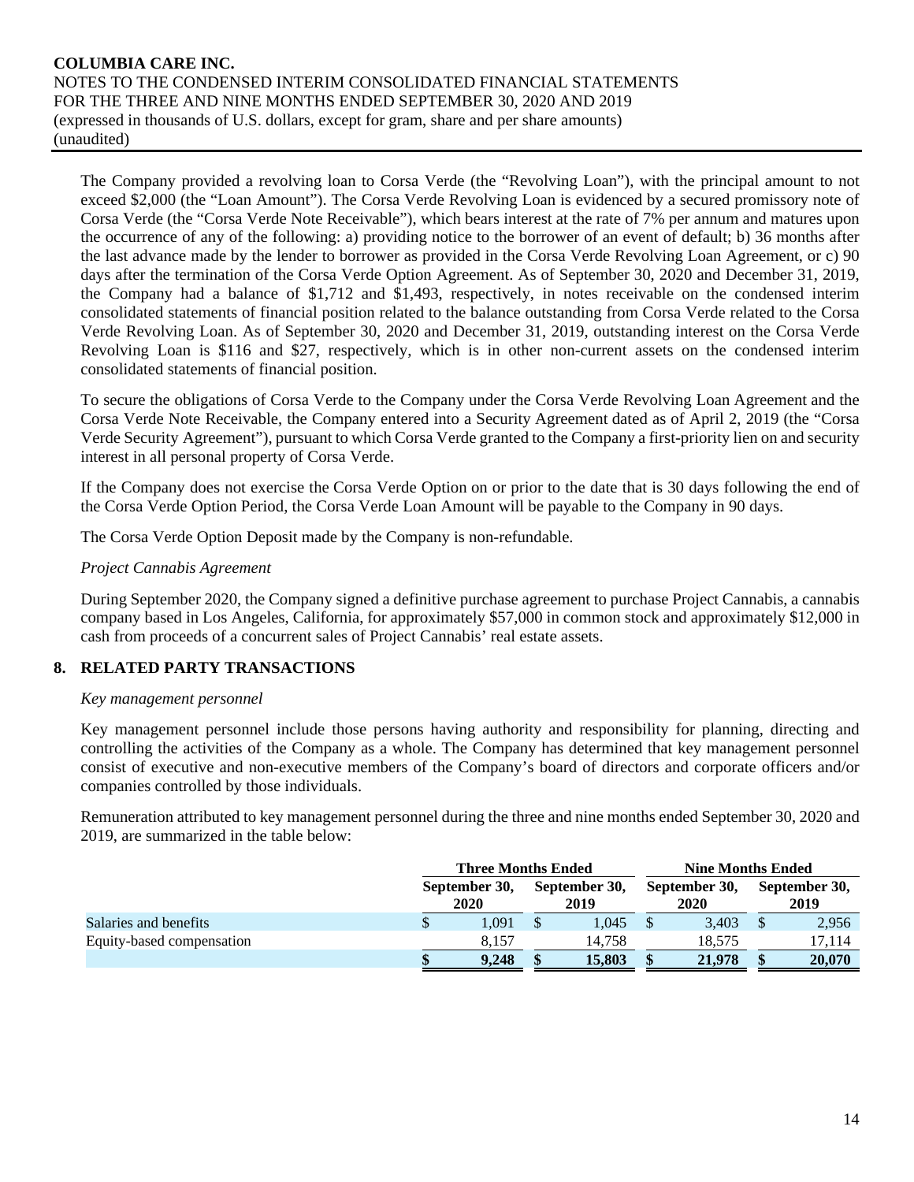The Company provided a revolving loan to Corsa Verde (the "Revolving Loan"), with the principal amount to not exceed $2,000 (the "Loan Amount"). The Corsa Verde Revolving Loan is evidenced by a secured promissory note of Corsa Verde (the "Corsa Verde Note Receivable"), which bears interest at the rate of 7% per annum and matures upon the occurrence of any of the following: a) providing notice to the borrower of an event of default; b) 36 months after the last advance made by the lender to borrower as provided in the Corsa Verde Revolving Loan Agreement, or c) 90 days after the termination of the Corsa Verde Option Agreement. As of September 30, 2020 and December 31, 2019, the Company had a balance of $1,712 and $1,493, respectively, in notes receivable on the condensed interim consolidated statements of financial position related to the balance outstanding from Corsa Verde related to the Corsa Verde Revolving Loan. As of September 30, 2020 and December 31, 2019, outstanding interest on the Corsa Verde Revolving Loan is $116 and $27, respectively, which is in other non-current assets on the condensed interim consolidated statements of financial position.

To secure the obligations of Corsa Verde to the Company under the Corsa Verde Revolving Loan Agreement and the Corsa Verde Note Receivable, the Company entered into a Security Agreement dated as of April 2, 2019 (the "Corsa Verde Security Agreement"), pursuant to which Corsa Verde granted to the Company a first-priority lien on and security interest in all personal property of Corsa Verde.

If the Company does not exercise the Corsa Verde Option on or prior to the date that is 30 days following the end of the Corsa Verde Option Period, the Corsa Verde Loan Amount will be payable to the Company in 90 days.

The Corsa Verde Option Deposit made by the Company is non-refundable.

*Project Cannabis Agreement*

During September 2020, the Company signed a definitive purchase agreement to purchase Project Cannabis, a cannabis company based in Los Angeles, California, for approximately $57,000 in common stock and approximately $12,000 in cash from proceeds of a concurrent sales of Project Cannabis' real estate assets.

## 8. RELATED PARTY TRANSACTIONS

*Key management personnel*

Key management personnel include those persons having authority and responsibility for planning, directing and controlling the activities of the Company as a whole. The Company has determined that key management personnel consist of executive and non-executive members of the Company's board of directors and corporate officers and/or companies controlled by those individuals.

Remuneration attributed to key management personnel during the three and nine months ended September 30, 2020 and 2019, are summarized in the table below:

| | Three Months Ended | | Nine Months Ended | |
|---|---|---|---|---|
| | September 30, 2020 | September 30, 2019 | September 30, 2020 | September 30, 2019 |
| Salaries and benefits | $ 1,091 | $ 1,045 | $ 3,403 | $ 2,956 |
| Equity-based compensation | 8,157 | 14,758 | 18,575 | 17,114 |
| | **$ 9,248** | **$ 15,803** | **$ 21,978** | **$ 20,070** |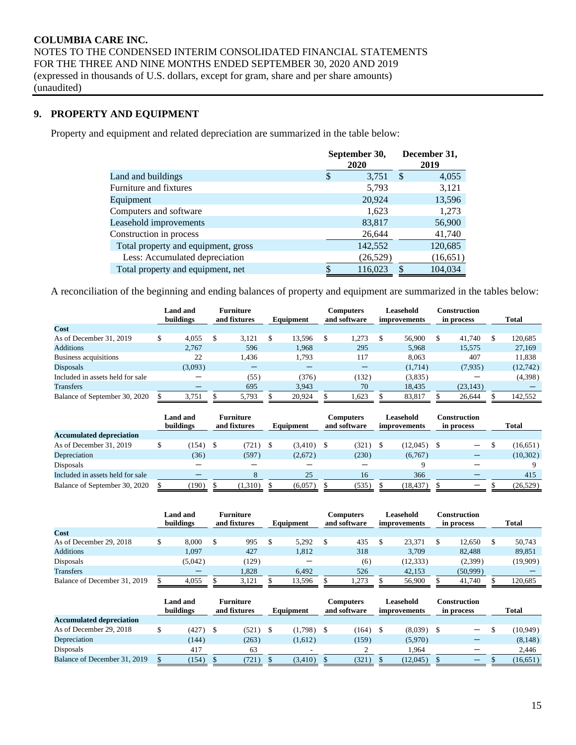## 9. PROPERTY AND EQUIPMENT

Property and equipment and related depreciation are summarized in the table below:

| | September 30, 2020 | December 31, 2019 |
|---|---|---|
| Land and buildings | $ 3,751 | $ 4,055 |
| Furniture and fixtures | 5,793 | 3,121 |
| Equipment | 20,924 | 13,596 |
| Computers and software | 1,623 | 1,273 |
| Leasehold improvements | 83,817 | 56,900 |
| Construction in process | 26,644 | 41,740 |
| Total property and equipment, gross | 142,552 | 120,685 |
| Less: Accumulated depreciation | (26,529) | (16,651) |
| Total property and equipment, net | $ 116,023 | $ 104,034 |

A reconciliation of the beginning and ending balances of property and equipment are summarized in the tables below:

| | Land and buildings | Furniture and fixtures | Equipment | Computers and software | Leasehold improvements | Construction in process | Total |
|---|---|---|---|---|---|---|---|
| **Cost** | | | | | | | |
| As of December 31, 2019 | $ 4,055 | $ 3,121 | $ 13,596 | $ 1,273 | $ 56,900 | $ 41,740 | $ 120,685 |
| Additions | 2,767 | 596 | 1,968 | 295 | 5,968 | 15,575 | 27,169 |
| Business acquisitions | 22 | 1,436 | 1,793 | 117 | 8,063 | 407 | 11,838 |
| Disposals | (3,093) | — | — | — | (1,714) | (7,935) | (12,742) |
| Included in assets held for sale | — | (55) | (376) | (132) | (3,835) | — | (4,398) |
| Transfers | — | 695 | 3,943 | 70 | 18,435 | (23,143) | — |
| Balance of September 30, 2020 | $ 3,751 | $ 5,793 | $ 20,924 | $ 1,623 | $ 83,817 | $ 26,644 | $ 142,552 |

| | Land and buildings | Furniture and fixtures | Equipment | Computers and software | Leasehold improvements | Construction in process | Total |
|---|---|---|---|---|---|---|---|
| **Accumulated depreciation** | | | | | | | |
| As of December 31, 2019 | $ (154) | $ (721) | $ (3,410) | $ (321) | $ (12,045) | $ — | $ (16,651) |
| Depreciation | (36) | (597) | (2,672) | (230) | (6,767) | — | (10,302) |
| Disposals | — | — | — | — | 9 | — | 9 |
| Included in assets held for sale | — | 8 | 25 | 16 | 366 | — | 415 |
| Balance of September 30, 2020 | $ (190) | $ (1,310) | $ (6,057) | $ (535) | $ (18,437) | $ — | $ (26,529) |

| | Land and buildings | Furniture and fixtures | Equipment | Computers and software | Leasehold improvements | Construction in process | Total |
|---|---|---|---|---|---|---|---|
| **Cost** | | | | | | | |
| As of December 29, 2018 | $ 8,000 | $ 995 | $ 5,292 | $ 435 | $ 23,371 | $ 12,650 | $ 50,743 |
| Additions | 1,097 | 427 | 1,812 | 318 | 3,709 | 82,488 | 89,851 |
| Disposals | (5,042) | (129) | — | (6) | (12,333) | (2,399) | (19,909) |
| Transfers | — | 1,828 | 6,492 | 526 | 42,153 | (50,999) | — |
| Balance of December 31, 2019 | $ 4,055 | $ 3,121 | $ 13,596 | $ 1,273 | $ 56,900 | $ 41,740 | $ 120,685 |

| | Land and buildings | Furniture and fixtures | Equipment | Computers and software | Leasehold improvements | Construction in process | Total |
|---|---|---|---|---|---|---|---|
| **Accumulated depreciation** | | | | | | | |
| As of December 29, 2018 | $ (427) | $ (521) | $ (1,798) | $ (164) | $ (8,039) | $ — | $ (10,949) |
| Depreciation | (144) | (263) | (1,612) | (159) | (5,970) | — | (8,148) |
| Disposals | 417 | 63 | - | 2 | 1,964 | — | 2,446 |
| Balance of December 31, 2019 | $ (154) | $ (721) | $ (3,410) | $ (321) | $ (12,045) | $ — | $ (16,651) |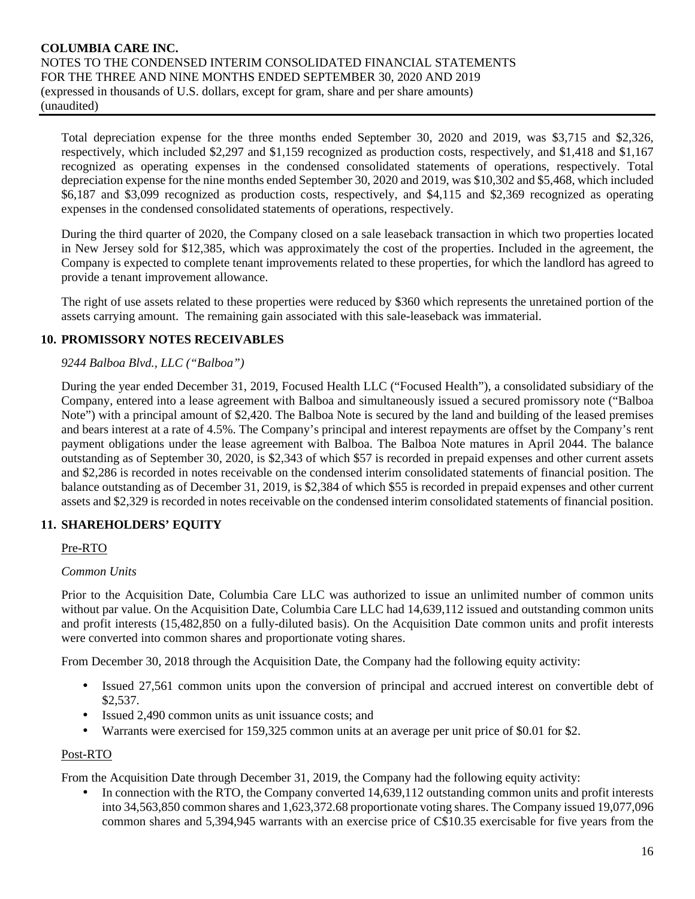Total depreciation expense for the three months ended September 30, 2020 and 2019, was $3,715 and $2,326, respectively, which included $2,297 and $1,159 recognized as production costs, respectively, and $1,418 and $1,167 recognized as operating expenses in the condensed consolidated statements of operations, respectively. Total depreciation expense for the nine months ended September 30, 2020 and 2019, was $10,302 and $5,468, which included $6,187 and $3,099 recognized as production costs, respectively, and $4,115 and $2,369 recognized as operating expenses in the condensed consolidated statements of operations, respectively.

During the third quarter of 2020, the Company closed on a sale leaseback transaction in which two properties located in New Jersey sold for $12,385, which was approximately the cost of the properties. Included in the agreement, the Company is expected to complete tenant improvements related to these properties, for which the landlord has agreed to provide a tenant improvement allowance.

The right of use assets related to these properties were reduced by $360 which represents the unretained portion of the assets carrying amount. The remaining gain associated with this sale-leaseback was immaterial.

## 10. PROMISSORY NOTES RECEIVABLES

*9244 Balboa Blvd., LLC ("Balboa")*

During the year ended December 31, 2019, Focused Health LLC ("Focused Health"), a consolidated subsidiary of the Company, entered into a lease agreement with Balboa and simultaneously issued a secured promissory note ("Balboa Note") with a principal amount of $2,420. The Balboa Note is secured by the land and building of the leased premises and bears interest at a rate of 4.5%. The Company's principal and interest repayments are offset by the Company's rent payment obligations under the lease agreement with Balboa. The Balboa Note matures in April 2044. The balance outstanding as of September 30, 2020, is $2,343 of which $57 is recorded in prepaid expenses and other current assets and $2,286 is recorded in notes receivable on the condensed interim consolidated statements of financial position. The balance outstanding as of December 31, 2019, is $2,384 of which $55 is recorded in prepaid expenses and other current assets and $2,329 is recorded in notes receivable on the condensed interim consolidated statements of financial position.

## 11. SHAREHOLDERS' EQUITY

Pre-RTO

*Common Units*

Prior to the Acquisition Date, Columbia Care LLC was authorized to issue an unlimited number of common units without par value. On the Acquisition Date, Columbia Care LLC had 14,639,112 issued and outstanding common units and profit interests (15,482,850 on a fully-diluted basis). On the Acquisition Date common units and profit interests were converted into common shares and proportionate voting shares.

From December 30, 2018 through the Acquisition Date, the Company had the following equity activity:

- Issued 27,561 common units upon the conversion of principal and accrued interest on convertible debt of $2,537.
- Issued 2,490 common units as unit issuance costs; and
- Warrants were exercised for 159,325 common units at an average per unit price of $0.01 for $2.

Post-RTO

From the Acquisition Date through December 31, 2019, the Company had the following equity activity:

- In connection with the RTO, the Company converted 14,639,112 outstanding common units and profit interests into 34,563,850 common shares and 1,623,372.68 proportionate voting shares. The Company issued 19,077,096 common shares and 5,394,945 warrants with an exercise price of C$10.35 exercisable for five years from the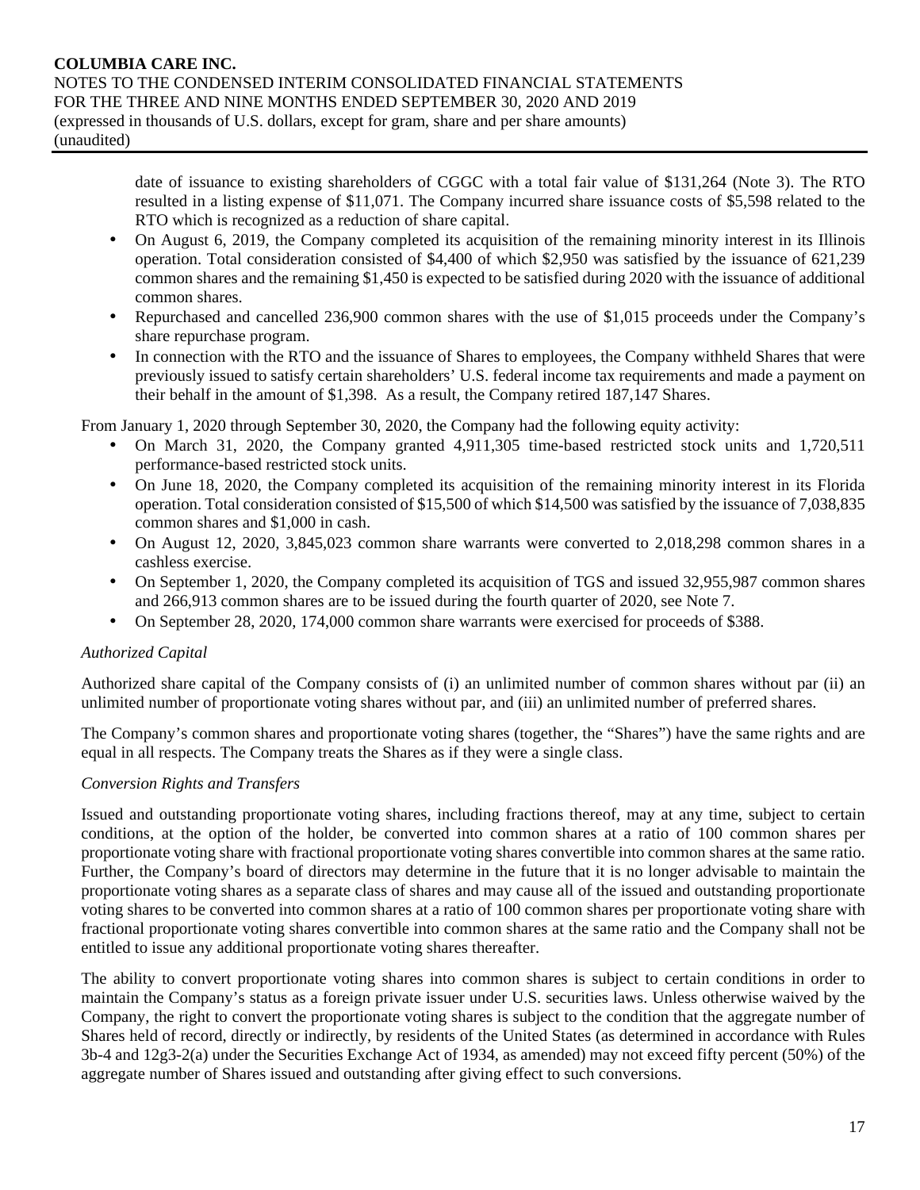date of issuance to existing shareholders of CGGC with a total fair value of $131,264 (Note 3). The RTO resulted in a listing expense of $11,071. The Company incurred share issuance costs of $5,598 related to the RTO which is recognized as a reduction of share capital.

- On August 6, 2019, the Company completed its acquisition of the remaining minority interest in its Illinois operation. Total consideration consisted of $4,400 of which $2,950 was satisfied by the issuance of 621,239 common shares and the remaining $1,450 is expected to be satisfied during 2020 with the issuance of additional common shares.
- Repurchased and cancelled 236,900 common shares with the use of $1,015 proceeds under the Company's share repurchase program.
- In connection with the RTO and the issuance of Shares to employees, the Company withheld Shares that were previously issued to satisfy certain shareholders' U.S. federal income tax requirements and made a payment on their behalf in the amount of $1,398. As a result, the Company retired 187,147 Shares.

From January 1, 2020 through September 30, 2020, the Company had the following equity activity:

- On March 31, 2020, the Company granted 4,911,305 time-based restricted stock units and 1,720,511 performance-based restricted stock units.
- On June 18, 2020, the Company completed its acquisition of the remaining minority interest in its Florida operation. Total consideration consisted of $15,500 of which $14,500 was satisfied by the issuance of 7,038,835 common shares and $1,000 in cash.
- On August 12, 2020, 3,845,023 common share warrants were converted to 2,018,298 common shares in a cashless exercise.
- On September 1, 2020, the Company completed its acquisition of TGS and issued 32,955,987 common shares and 266,913 common shares are to be issued during the fourth quarter of 2020, see Note 7.
- On September 28, 2020, 174,000 common share warrants were exercised for proceeds of $388.

*Authorized Capital*

Authorized share capital of the Company consists of (i) an unlimited number of common shares without par (ii) an unlimited number of proportionate voting shares without par, and (iii) an unlimited number of preferred shares.

The Company's common shares and proportionate voting shares (together, the "Shares") have the same rights and are equal in all respects. The Company treats the Shares as if they were a single class.

*Conversion Rights and Transfers*

Issued and outstanding proportionate voting shares, including fractions thereof, may at any time, subject to certain conditions, at the option of the holder, be converted into common shares at a ratio of 100 common shares per proportionate voting share with fractional proportionate voting shares convertible into common shares at the same ratio. Further, the Company's board of directors may determine in the future that it is no longer advisable to maintain the proportionate voting shares as a separate class of shares and may cause all of the issued and outstanding proportionate voting shares to be converted into common shares at a ratio of 100 common shares per proportionate voting share with fractional proportionate voting shares convertible into common shares at the same ratio and the Company shall not be entitled to issue any additional proportionate voting shares thereafter.

The ability to convert proportionate voting shares into common shares is subject to certain conditions in order to maintain the Company's status as a foreign private issuer under U.S. securities laws. Unless otherwise waived by the Company, the right to convert the proportionate voting shares is subject to the condition that the aggregate number of Shares held of record, directly or indirectly, by residents of the United States (as determined in accordance with Rules 3b-4 and 12g3-2(a) under the Securities Exchange Act of 1934, as amended) may not exceed fifty percent (50%) of the aggregate number of Shares issued and outstanding after giving effect to such conversions.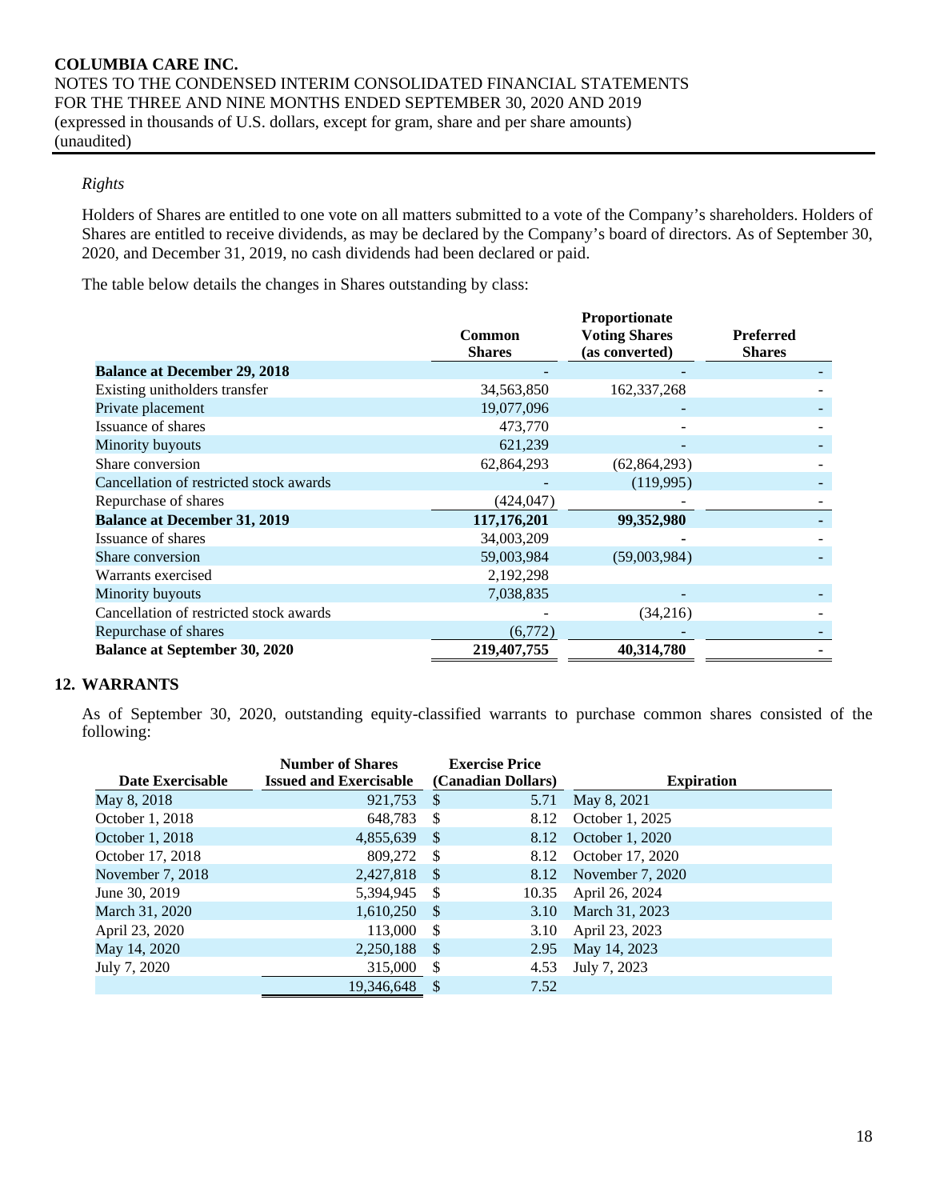*Rights*

Holders of Shares are entitled to one vote on all matters submitted to a vote of the Company's shareholders. Holders of Shares are entitled to receive dividends, as may be declared by the Company's board of directors. As of September 30, 2020, and December 31, 2019, no cash dividends had been declared or paid.

The table below details the changes in Shares outstanding by class:

| | Common Shares | Proportionate Voting Shares (as converted) | Preferred Shares |
|---|---|---|---|
| **Balance at December 29, 2018** | - | - | - |
| Existing unitholders transfer | 34,563,850 | 162,337,268 | - |
| Private placement | 19,077,096 | - | - |
| Issuance of shares | 473,770 | - | - |
| Minority buyouts | 621,239 | - | - |
| Share conversion | 62,864,293 | (62,864,293) | - |
| Cancellation of restricted stock awards | - | (119,995) | - |
| Repurchase of shares | (424,047) | - | - |
| **Balance at December 31, 2019** | **117,176,201** | **99,352,980** | **-** |
| Issuance of shares | 34,003,209 | - | - |
| Share conversion | 59,003,984 | (59,003,984) | - |
| Warrants exercised | 2,192,298 | | |
| Minority buyouts | 7,038,835 | - | - |
| Cancellation of restricted stock awards | - | (34,216) | - |
| Repurchase of shares | (6,772) | - | - |
| **Balance at September 30, 2020** | **219,407,755** | **40,314,780** | **-** |

## 12. WARRANTS

As of September 30, 2020, outstanding equity-classified warrants to purchase common shares consisted of the following:

| Date Exercisable | Number of Shares Issued and Exercisable | Exercise Price (Canadian Dollars) | Expiration |
|---|---|---|---|
| May 8, 2018 | 921,753 | $ 5.71 | May 8, 2021 |
| October 1, 2018 | 648,783 | $ 8.12 | October 1, 2025 |
| October 1, 2018 | 4,855,639 | $ 8.12 | October 1, 2020 |
| October 17, 2018 | 809,272 | $ 8.12 | October 17, 2020 |
| November 7, 2018 | 2,427,818 | $ 8.12 | November 7, 2020 |
| June 30, 2019 | 5,394,945 | $ 10.35 | April 26, 2024 |
| March 31, 2020 | 1,610,250 | $ 3.10 | March 31, 2023 |
| April 23, 2020 | 113,000 | $ 3.10 | April 23, 2023 |
| May 14, 2020 | 2,250,188 | $ 2.95 | May 14, 2023 |
| July 7, 2020 | 315,000 | $ 4.53 | July 7, 2023 |
| | 19,346,648 | $ 7.52 | |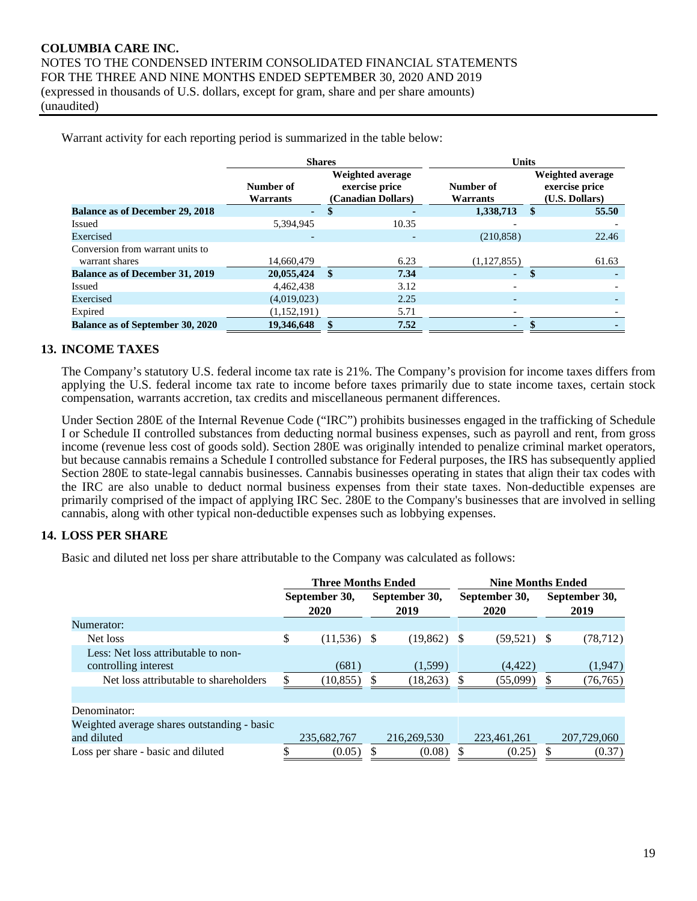Warrant activity for each reporting period is summarized in the table below:

| | Shares | | Units | |
|---|---|---|---|---|
| | Number of Warrants | Weighted average exercise price (Canadian Dollars) | Number of Warrants | Weighted average exercise price (U.S. Dollars) |
| **Balance as of December 29, 2018** | **-** | **$ -** | **1,338,713** | **$ 55.50** |
| Issued | 5,394,945 | 10.35 | - | - |
| Exercised | - | - | (210,858) | 22.46 |
| Conversion from warrant units to warrant shares | 14,660,479 | 6.23 | (1,127,855) | 61.63 |
| **Balance as of December 31, 2019** | **20,055,424** | **$ 7.34** | **-** | **$ -** |
| Issued | 4,462,438 | 3.12 | - | - |
| Exercised | (4,019,023) | 2.25 | - | - |
| Expired | (1,152,191) | 5.71 | - | - |
| **Balance as of September 30, 2020** | **19,346,648** | **$ 7.52** | **-** | **$ -** |

## 13. INCOME TAXES

The Company's statutory U.S. federal income tax rate is 21%. The Company's provision for income taxes differs from applying the U.S. federal income tax rate to income before taxes primarily due to state income taxes, certain stock compensation, warrants accretion, tax credits and miscellaneous permanent differences.

Under Section 280E of the Internal Revenue Code ("IRC") prohibits businesses engaged in the trafficking of Schedule I or Schedule II controlled substances from deducting normal business expenses, such as payroll and rent, from gross income (revenue less cost of goods sold). Section 280E was originally intended to penalize criminal market operators, but because cannabis remains a Schedule I controlled substance for Federal purposes, the IRS has subsequently applied Section 280E to state-legal cannabis businesses. Cannabis businesses operating in states that align their tax codes with the IRC are also unable to deduct normal business expenses from their state taxes. Non-deductible expenses are primarily comprised of the impact of applying IRC Sec. 280E to the Company's businesses that are involved in selling cannabis, along with other typical non-deductible expenses such as lobbying expenses.

## 14. LOSS PER SHARE

Basic and diluted net loss per share attributable to the Company was calculated as follows:

| | Three Months Ended | | Nine Months Ended | |
|---|---|---|---|---|
| | September 30, 2020 | September 30, 2019 | September 30, 2020 | September 30, 2019 |
| Numerator: | | | | |
| Net loss | $ (11,536) | $ (19,862) | $ (59,521) | $ (78,712) |
| Less: Net loss attributable to non-controlling interest | (681) | (1,599) | (4,422) | (1,947) |
| Net loss attributable to shareholders | $ (10,855) | $ (18,263) | $ (55,099) | $ (76,765) |
| | | | | |
| Denominator: | | | | |
| Weighted average shares outstanding - basic and diluted | 235,682,767 | 216,269,530 | 223,461,261 | 207,729,060 |
| Loss per share - basic and diluted | $ (0.05) | $ (0.08) | $ (0.25) | $ (0.37) |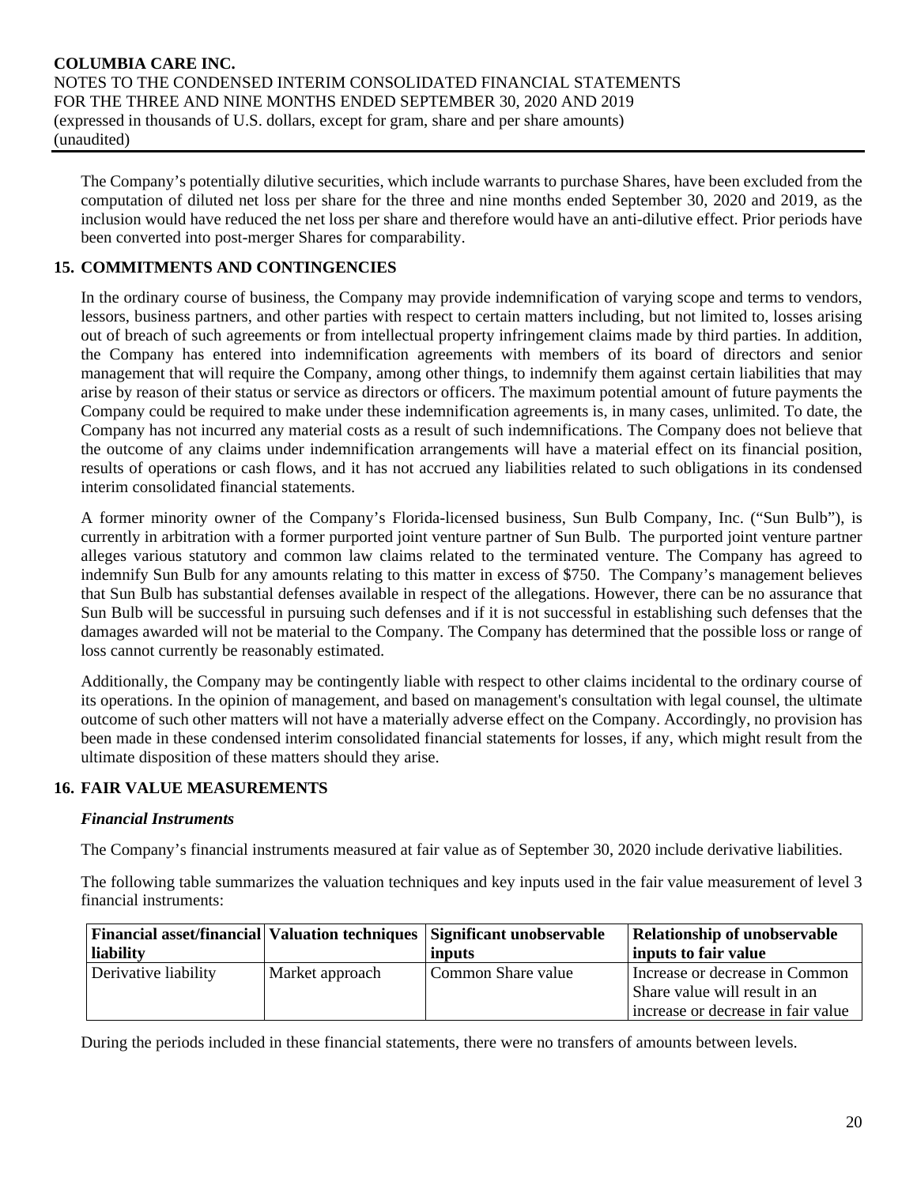The Company's potentially dilutive securities, which include warrants to purchase Shares, have been excluded from the computation of diluted net loss per share for the three and nine months ended September 30, 2020 and 2019, as the inclusion would have reduced the net loss per share and therefore would have an anti-dilutive effect. Prior periods have been converted into post-merger Shares for comparability.

## 15. COMMITMENTS AND CONTINGENCIES

In the ordinary course of business, the Company may provide indemnification of varying scope and terms to vendors, lessors, business partners, and other parties with respect to certain matters including, but not limited to, losses arising out of breach of such agreements or from intellectual property infringement claims made by third parties. In addition, the Company has entered into indemnification agreements with members of its board of directors and senior management that will require the Company, among other things, to indemnify them against certain liabilities that may arise by reason of their status or service as directors or officers. The maximum potential amount of future payments the Company could be required to make under these indemnification agreements is, in many cases, unlimited. To date, the Company has not incurred any material costs as a result of such indemnifications. The Company does not believe that the outcome of any claims under indemnification arrangements will have a material effect on its financial position, results of operations or cash flows, and it has not accrued any liabilities related to such obligations in its condensed interim consolidated financial statements.

A former minority owner of the Company's Florida-licensed business, Sun Bulb Company, Inc. ("Sun Bulb"), is currently in arbitration with a former purported joint venture partner of Sun Bulb. The purported joint venture partner alleges various statutory and common law claims related to the terminated venture. The Company has agreed to indemnify Sun Bulb for any amounts relating to this matter in excess of $750. The Company's management believes that Sun Bulb has substantial defenses available in respect of the allegations. However, there can be no assurance that Sun Bulb will be successful in pursuing such defenses and if it is not successful in establishing such defenses that the damages awarded will not be material to the Company. The Company has determined that the possible loss or range of loss cannot currently be reasonably estimated.

Additionally, the Company may be contingently liable with respect to other claims incidental to the ordinary course of its operations. In the opinion of management, and based on management's consultation with legal counsel, the ultimate outcome of such other matters will not have a materially adverse effect on the Company. Accordingly, no provision has been made in these condensed interim consolidated financial statements for losses, if any, which might result from the ultimate disposition of these matters should they arise.

## 16. FAIR VALUE MEASUREMENTS

### *Financial Instruments*

The Company's financial instruments measured at fair value as of September 30, 2020 include derivative liabilities.

The following table summarizes the valuation techniques and key inputs used in the fair value measurement of level 3 financial instruments:

| Financial asset/financial liability | Valuation techniques | Significant unobservable inputs | Relationship of unobservable inputs to fair value |
|---|---|---|---|
| Derivative liability | Market approach | Common Share value | Increase or decrease in Common Share value will result in an increase or decrease in fair value |

During the periods included in these financial statements, there were no transfers of amounts between levels.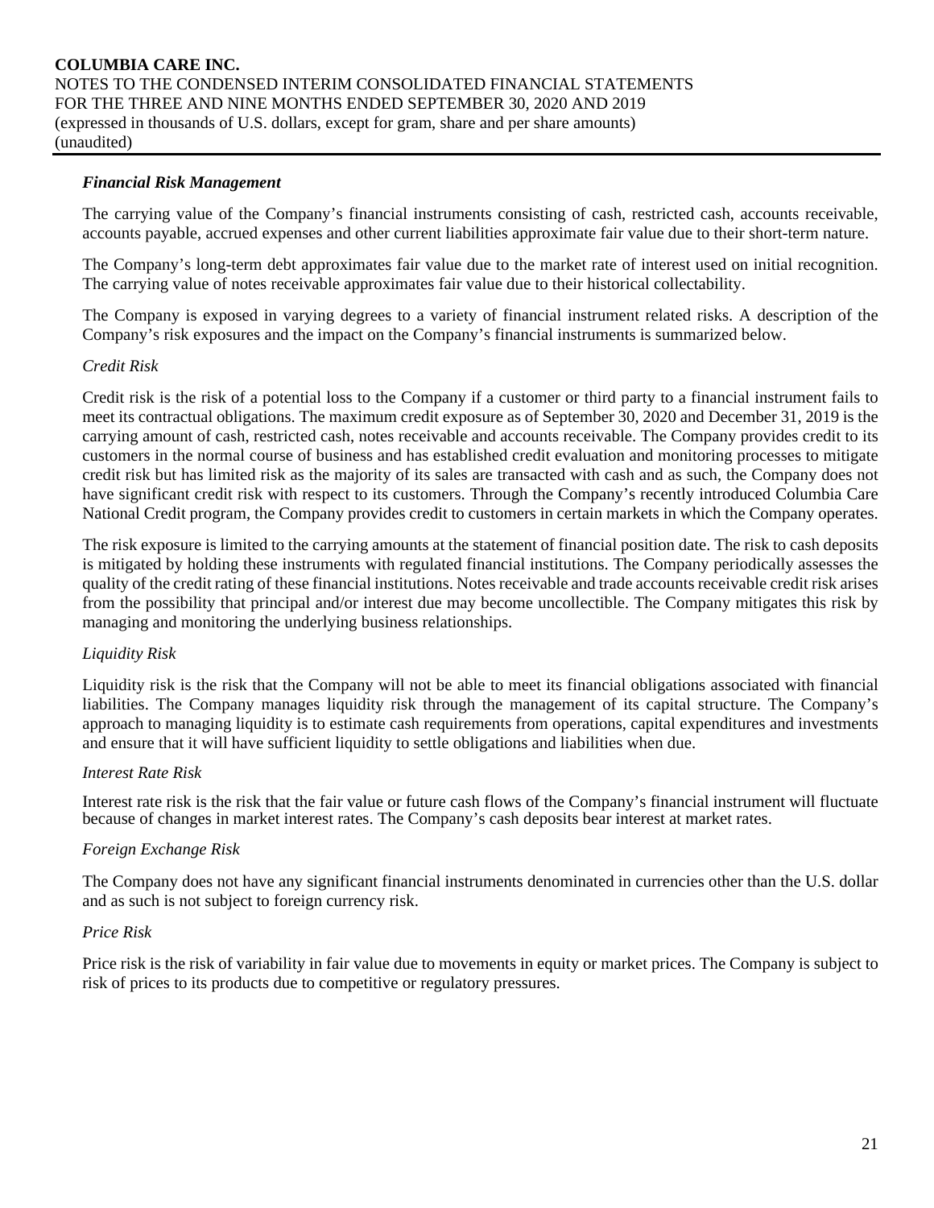***Financial Risk Management***

The carrying value of the Company's financial instruments consisting of cash, restricted cash, accounts receivable, accounts payable, accrued expenses and other current liabilities approximate fair value due to their short-term nature.

The Company's long-term debt approximates fair value due to the market rate of interest used on initial recognition. The carrying value of notes receivable approximates fair value due to their historical collectability.

The Company is exposed in varying degrees to a variety of financial instrument related risks. A description of the Company's risk exposures and the impact on the Company's financial instruments is summarized below.

*Credit Risk*

Credit risk is the risk of a potential loss to the Company if a customer or third party to a financial instrument fails to meet its contractual obligations. The maximum credit exposure as of September 30, 2020 and December 31, 2019 is the carrying amount of cash, restricted cash, notes receivable and accounts receivable. The Company provides credit to its customers in the normal course of business and has established credit evaluation and monitoring processes to mitigate credit risk but has limited risk as the majority of its sales are transacted with cash and as such, the Company does not have significant credit risk with respect to its customers. Through the Company's recently introduced Columbia Care National Credit program, the Company provides credit to customers in certain markets in which the Company operates.

The risk exposure is limited to the carrying amounts at the statement of financial position date. The risk to cash deposits is mitigated by holding these instruments with regulated financial institutions. The Company periodically assesses the quality of the credit rating of these financial institutions. Notes receivable and trade accounts receivable credit risk arises from the possibility that principal and/or interest due may become uncollectible. The Company mitigates this risk by managing and monitoring the underlying business relationships.

*Liquidity Risk*

Liquidity risk is the risk that the Company will not be able to meet its financial obligations associated with financial liabilities. The Company manages liquidity risk through the management of its capital structure. The Company's approach to managing liquidity is to estimate cash requirements from operations, capital expenditures and investments and ensure that it will have sufficient liquidity to settle obligations and liabilities when due.

*Interest Rate Risk*

Interest rate risk is the risk that the fair value or future cash flows of the Company's financial instrument will fluctuate because of changes in market interest rates. The Company's cash deposits bear interest at market rates.

*Foreign Exchange Risk*

The Company does not have any significant financial instruments denominated in currencies other than the U.S. dollar and as such is not subject to foreign currency risk.

*Price Risk*

Price risk is the risk of variability in fair value due to movements in equity or market prices. The Company is subject to risk of prices to its products due to competitive or regulatory pressures.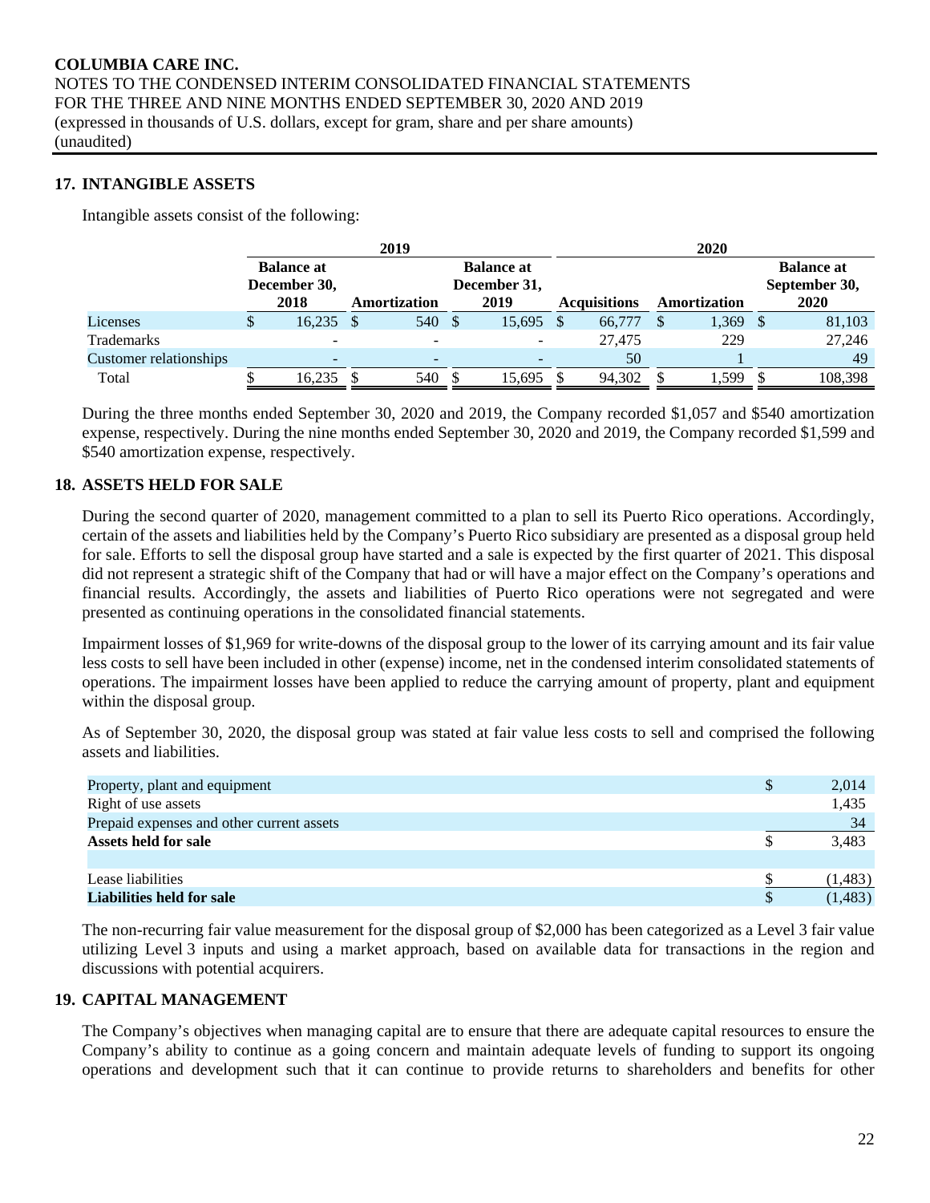## 17. INTANGIBLE ASSETS

Intangible assets consist of the following:

| | 2019 | | | 2020 | | |
|---|---|---|---|---|---|---|
| | Balance at December 30, 2018 | Amortization | Balance at December 31, 2019 | Acquisitions | Amortization | Balance at September 30, 2020 |
| Licenses | $ 16,235 | $ 540 | $ 15,695 | $ 66,777 | $ 1,369 | $ 81,103 |
| Trademarks | - | - | - | 27,475 | 229 | 27,246 |
| Customer relationships | - | - | - | 50 | 1 | 49 |
| Total | $ 16,235 | $ 540 | $ 15,695 | $ 94,302 | $ 1,599 | $ 108,398 |

During the three months ended September 30, 2020 and 2019, the Company recorded $1,057 and $540 amortization expense, respectively. During the nine months ended September 30, 2020 and 2019, the Company recorded $1,599 and $540 amortization expense, respectively.

## 18. ASSETS HELD FOR SALE

During the second quarter of 2020, management committed to a plan to sell its Puerto Rico operations. Accordingly, certain of the assets and liabilities held by the Company's Puerto Rico subsidiary are presented as a disposal group held for sale. Efforts to sell the disposal group have started and a sale is expected by the first quarter of 2021. This disposal did not represent a strategic shift of the Company that had or will have a major effect on the Company's operations and financial results. Accordingly, the assets and liabilities of Puerto Rico operations were not segregated and were presented as continuing operations in the consolidated financial statements.

Impairment losses of $1,969 for write-downs of the disposal group to the lower of its carrying amount and its fair value less costs to sell have been included in other (expense) income, net in the condensed interim consolidated statements of operations. The impairment losses have been applied to reduce the carrying amount of property, plant and equipment within the disposal group.

As of September 30, 2020, the disposal group was stated at fair value less costs to sell and comprised the following assets and liabilities.

| | |
|---|---|
| Property, plant and equipment | $ 2,014 |
| Right of use assets | 1,435 |
| Prepaid expenses and other current assets | 34 |
| **Assets held for sale** | $ 3,483 |
| | |
| Lease liabilities | $ (1,483) |
| **Liabilities held for sale** | $ (1,483) |

The non-recurring fair value measurement for the disposal group of $2,000 has been categorized as a Level 3 fair value utilizing Level 3 inputs and using a market approach, based on available data for transactions in the region and discussions with potential acquirers.

## 19. CAPITAL MANAGEMENT

The Company's objectives when managing capital are to ensure that there are adequate capital resources to ensure the Company's ability to continue as a going concern and maintain adequate levels of funding to support its ongoing operations and development such that it can continue to provide returns to shareholders and benefits for other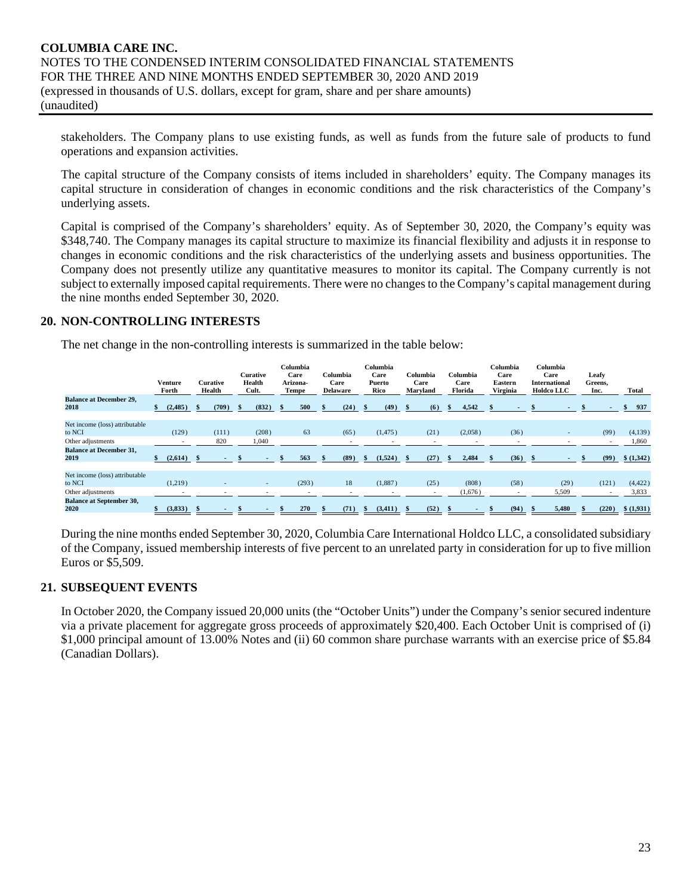stakeholders. The Company plans to use existing funds, as well as funds from the future sale of products to fund operations and expansion activities.

The capital structure of the Company consists of items included in shareholders' equity. The Company manages its capital structure in consideration of changes in economic conditions and the risk characteristics of the Company's underlying assets.

Capital is comprised of the Company's shareholders' equity. As of September 30, 2020, the Company's equity was $348,740. The Company manages its capital structure to maximize its financial flexibility and adjusts it in response to changes in economic conditions and the risk characteristics of the underlying assets and business opportunities. The Company does not presently utilize any quantitative measures to monitor its capital. The Company currently is not subject to externally imposed capital requirements. There were no changes to the Company's capital management during the nine months ended September 30, 2020.

## 20. NON-CONTROLLING INTERESTS

The net change in the non-controlling interests is summarized in the table below:

| | Venture Forth | Curative Health | Curative Health Cult. | Columbia Care Arizona-Tempe | Columbia Care Delaware | Columbia Care Puerto Rico | Columbia Care Maryland | Columbia Care Florida | Columbia Care Eastern Virginia | Columbia Care International Holdco LLC | Leafy Greens, Inc. | Total |
|---|---|---|---|---|---|---|---|---|---|---|---|---|
| **Balance at December 29, 2018** | $ (2,485) | $ (709) | $ (832) | $ 500 | $ (24) | $ (49) | $ (6) | $ 4,542 | $ - | $ - | $ - | $ 937 |
| Net income (loss) attributable to NCI | (129) | (111) | (208) | 63 | (65) | (1,475) | (21) | (2,058) | (36) | - | (99) | (4,139) |
| Other adjustments | - | 820 | 1,040 | | - | - | - | - | - | - | - | 1,860 |
| **Balance at December 31, 2019** | $ (2,614) | $ - | $ - | $ 563 | $ (89) | $ (1,524) | $ (27) | $ 2,484 | $ (36) | $ - | $ (99) | $ (1,342) |
| Net income (loss) attributable to NCI | (1,219) | - | - | (293) | 18 | (1,887) | (25) | (808) | (58) | (29) | (121) | (4,422) |
| Other adjustments | - | - | - | - | - | - | - | (1,676) | - | 5,509 | - | 3,833 |
| **Balance at September 30, 2020** | $ (3,833) | $ - | $ - | $ 270 | $ (71) | $ (3,411) | $ (52) | $ - | $ (94) | $ 5,480 | $ (220) | $ (1,931) |

During the nine months ended September 30, 2020, Columbia Care International Holdco LLC, a consolidated subsidiary of the Company, issued membership interests of five percent to an unrelated party in consideration for up to five million Euros or $5,509.

## 21. SUBSEQUENT EVENTS

In October 2020, the Company issued 20,000 units (the "October Units") under the Company's senior secured indenture via a private placement for aggregate gross proceeds of approximately $20,400. Each October Unit is comprised of (i) $1,000 principal amount of 13.00% Notes and (ii) 60 common share purchase warrants with an exercise price of $5.84 (Canadian Dollars).